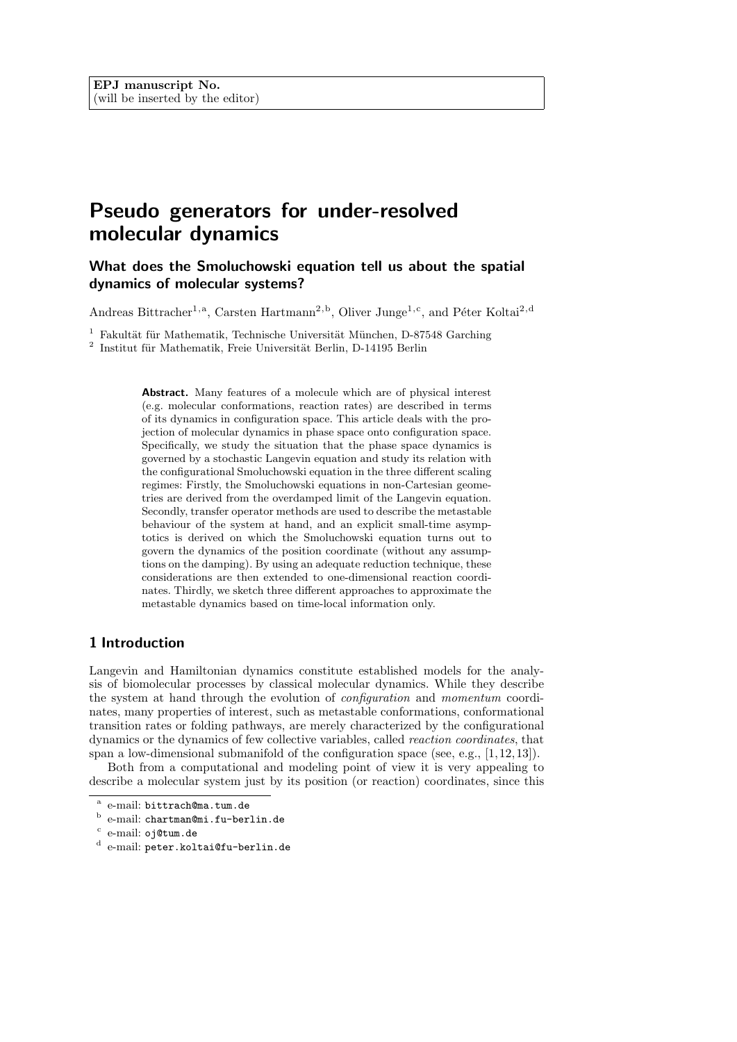EPJ manuscript No.
(will be inserted by the editor)

# Pseudo generators for under-resolved molecular dynamics

## What does the Smoluchowski equation tell us about the spatial dynamics of molecular systems?

Andreas Bittracher[1,a], Carsten Hartmann[2,b], Oliver Junge[1,c], and Péter Koltai[2,d]

[1] Fakultät für Mathematik, Technische Universität München, D-87548 Garching
[2] Institut für Mathematik, Freie Universität Berlin, D-14195 Berlin

**Abstract.** Many features of a molecule which are of physical interest (e.g. molecular conformations, reaction rates) are described in terms of its dynamics in configuration space. This article deals with the projection of molecular dynamics in phase space onto configuration space. Specifically, we study the situation that the phase space dynamics is governed by a stochastic Langevin equation and study its relation with the configurational Smoluchowski equation in the three different scaling regimes: Firstly, the Smoluchowski equations in non-Cartesian geometries are derived from the overdamped limit of the Langevin equation. Secondly, transfer operator methods are used to describe the metastable behaviour of the system at hand, and an explicit small-time asymptotics is derived on which the Smoluchowski equation turns out to govern the dynamics of the position coordinate (without any assumptions on the damping). By using an adequate reduction technique, these considerations are then extended to one-dimensional reaction coordinates. Thirdly, we sketch three different approaches to approximate the metastable dynamics based on time-local information only.

## 1 Introduction

Langevin and Hamiltonian dynamics constitute established models for the analysis of biomolecular processes by classical molecular dynamics. While they describe the system at hand through the evolution of *configuration* and *momentum* coordinates, many properties of interest, such as metastable conformations, conformational transition rates or folding pathways, are merely characterized by the configurational dynamics or the dynamics of few collective variables, called *reaction coordinates*, that span a low-dimensional submanifold of the configuration space (see, e.g., [1,12,13]).

Both from a computational and modeling point of view it is very appealing to describe a molecular system just by its position (or reaction) coordinates, since this

[a] e-mail: bittrach@ma.tum.de
[b] e-mail: chartman@mi.fu-berlin.de
[c] e-mail: oj@tum.de
[d] e-mail: peter.koltai@fu-berlin.de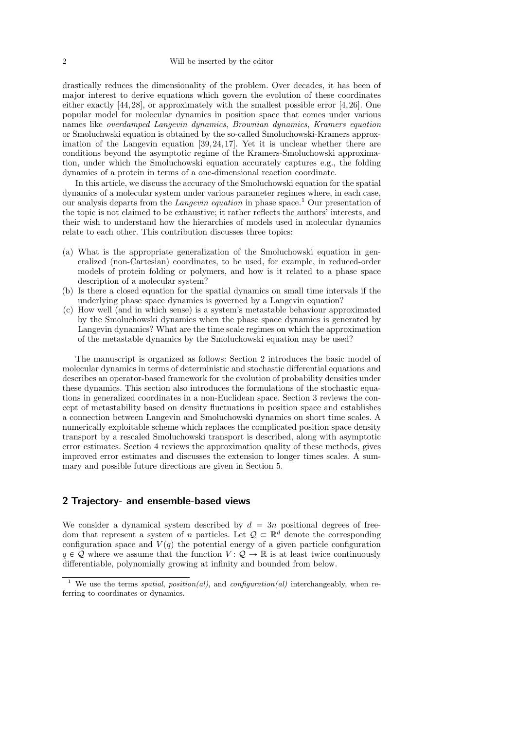drastically reduces the dimensionality of the problem. Over decades, it has been of major interest to derive equations which govern the evolution of these coordinates either exactly [44, 28], or approximately with the smallest possible error [4, 26]. One popular model for molecular dynamics in position space that comes under various names like *overdamped Langevin dynamics*, *Brownian dynamics*, *Kramers equation* or Smoluchwski equation is obtained by the so-called Smoluchowski-Kramers approximation of the Langevin equation [39, 24, 17]. Yet it is unclear whether there are conditions beyond the asymptotic regime of the Kramers-Smoluchowski approximation, under which the Smoluchowski equation accurately captures e.g., the folding dynamics of a protein in terms of a one-dimensional reaction coordinate.

In this article, we discuss the accuracy of the Smoluchowski equation for the spatial dynamics of a molecular system under various parameter regimes where, in each case, our analysis departs from the *Langevin equation* in phase space.[1] Our presentation of the topic is not claimed to be exhaustive; it rather reflects the authors' interests, and their wish to understand how the hierarchies of models used in molecular dynamics relate to each other. This contribution discusses three topics:

(a) What is the appropriate generalization of the Smoluchowski equation in generalized (non-Cartesian) coordinates, to be used, for example, in reduced-order models of protein folding or polymers, and how is it related to a phase space description of a molecular system?
(b) Is there a closed equation for the spatial dynamics on small time intervals if the underlying phase space dynamics is governed by a Langevin equation?
(c) How well (and in which sense) is a system's metastable behaviour approximated by the Smoluchowski dynamics when the phase space dynamics is generated by Langevin dynamics? What are the time scale regimes on which the approximation of the metastable dynamics by the Smoluchowski equation may be used?

The manuscript is organized as follows: Section 2 introduces the basic model of molecular dynamics in terms of deterministic and stochastic differential equations and describes an operator-based framework for the evolution of probability densities under these dynamics. This section also introduces the formulations of the stochastic equations in generalized coordinates in a non-Euclidean space. Section 3 reviews the concept of metastability based on density fluctuations in position space and establishes a connection between Langevin and Smoluchowski dynamics on short time scales. A numerically exploitable scheme which replaces the complicated position space density transport by a rescaled Smoluchowski transport is described, along with asymptotic error estimates. Section 4 reviews the approximation quality of these methods, gives improved error estimates and discusses the extension to longer times scales. A summary and possible future directions are given in Section 5.

## 2 Trajectory- and ensemble-based views

We consider a dynamical system described by $d = 3n$ positional degrees of freedom that represent a system of $n$ particles. Let $\mathcal{Q} \subset \mathbb{R}^d$ denote the corresponding configuration space and $V(q)$ the potential energy of a given particle configuration $q \in \mathcal{Q}$ where we assume that the function $V : \mathcal{Q} \to \mathbb{R}$ is at least twice continuously differentiable, polynomially growing at infinity and bounded from below.

[1] We use the terms *spatial*, *position(al)*, and *configuration(al)* interchangeably, when referring to coordinates or dynamics.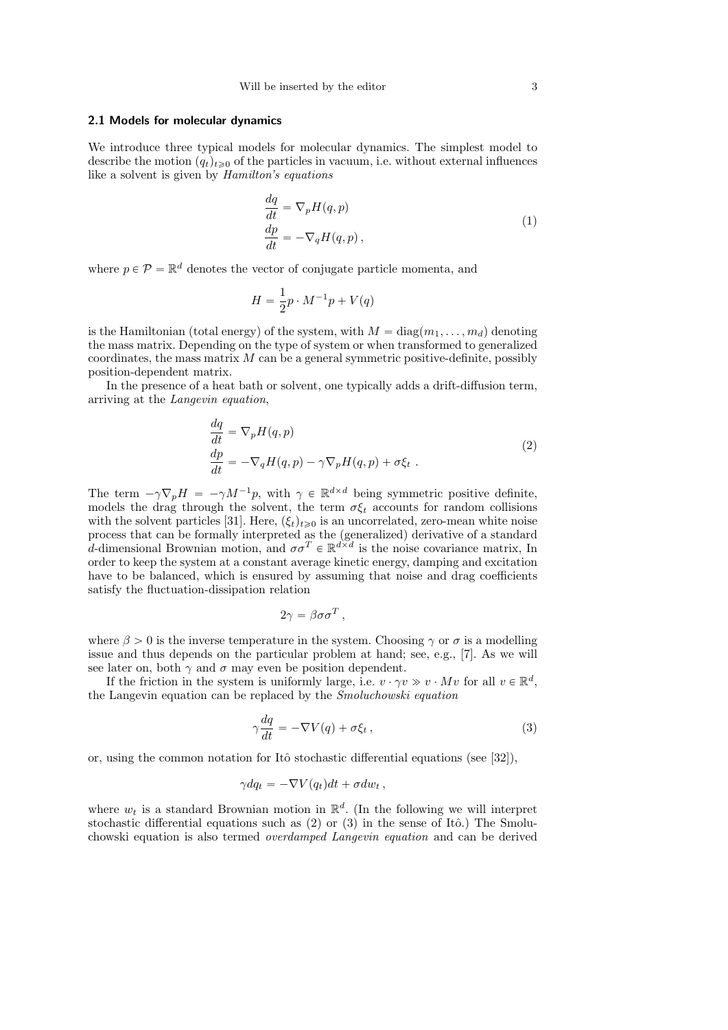### 2.1 Models for molecular dynamics

We introduce three typical models for molecular dynamics. The simplest model to describe the motion $(q_t)_{t\geqslant 0}$ of the particles in vacuum, i.e. without external influences like a solvent is given by *Hamilton's equations*

$$
\begin{aligned}
\frac{dq}{dt} &= \nabla_p H(q,p) \\
\frac{dp}{dt} &= -\nabla_q H(q,p)\,,
\end{aligned}
\tag{1}
$$

where $p \in \mathcal{P} = \mathbb{R}^d$ denotes the vector of conjugate particle momenta, and

$$
H = \frac{1}{2} p \cdot M^{-1} p + V(q)
$$

is the Hamiltonian (total energy) of the system, with $M = \mathrm{diag}(m_1, \ldots, m_d)$ denoting the mass matrix. Depending on the type of system or when transformed to generalized coordinates, the mass matrix $M$ can be a general symmetric positive-definite, possibly position-dependent matrix.

In the presence of a heat bath or solvent, one typically adds a drift-diffusion term, arriving at the *Langevin equation*,

$$
\begin{aligned}
\frac{dq}{dt} &= \nabla_p H(q,p) \\
\frac{dp}{dt} &= -\nabla_q H(q,p) - \gamma \nabla_p H(q,p) + \sigma \xi_t\;.
\end{aligned}
\tag{2}
$$

The term $-\gamma\nabla_p H = -\gamma M^{-1} p$, with $\gamma \in \mathbb{R}^{d\times d}$ being symmetric positive definite, models the drag through the solvent, the term $\sigma\xi_t$ accounts for random collisions with the solvent particles [31]. Here, $(\xi_t)_{t\geqslant 0}$ is an uncorrelated, zero-mean white noise process that can be formally interpreted as the (generalized) derivative of a standard $d$-dimensional Brownian motion, and $\sigma\sigma^T \in \mathbb{R}^{d\times d}$ is the noise covariance matrix, In order to keep the system at a constant average kinetic energy, damping and excitation have to be balanced, which is ensured by assuming that noise and drag coefficients satisfy the fluctuation-dissipation relation

$$
2\gamma = \beta\sigma\sigma^T\,,
$$

where $\beta > 0$ is the inverse temperature in the system. Choosing $\gamma$ or $\sigma$ is a modelling issue and thus depends on the particular problem at hand; see, e.g., [7]. As we will see later on, both $\gamma$ and $\sigma$ may even be position dependent.

If the friction in the system is uniformly large, i.e. $v \cdot \gamma v \gg v \cdot M v$ for all $v \in \mathbb{R}^d$, the Langevin equation can be replaced by the *Smoluchowski equation*

$$
\gamma \frac{dq}{dt} = -\nabla V(q) + \sigma\xi_t\,,
\tag{3}
$$

or, using the common notation for Itô stochastic differential equations (see [32]),

$$
\gamma dq_t = -\nabla V(q_t)dt + \sigma dw_t\,,
$$

where $w_t$ is a standard Brownian motion in $\mathbb{R}^d$. (In the following we will interpret stochastic differential equations such as (2) or (3) in the sense of Itô.) The Smoluchowski equation is also termed *overdamped Langevin equation* and can be derived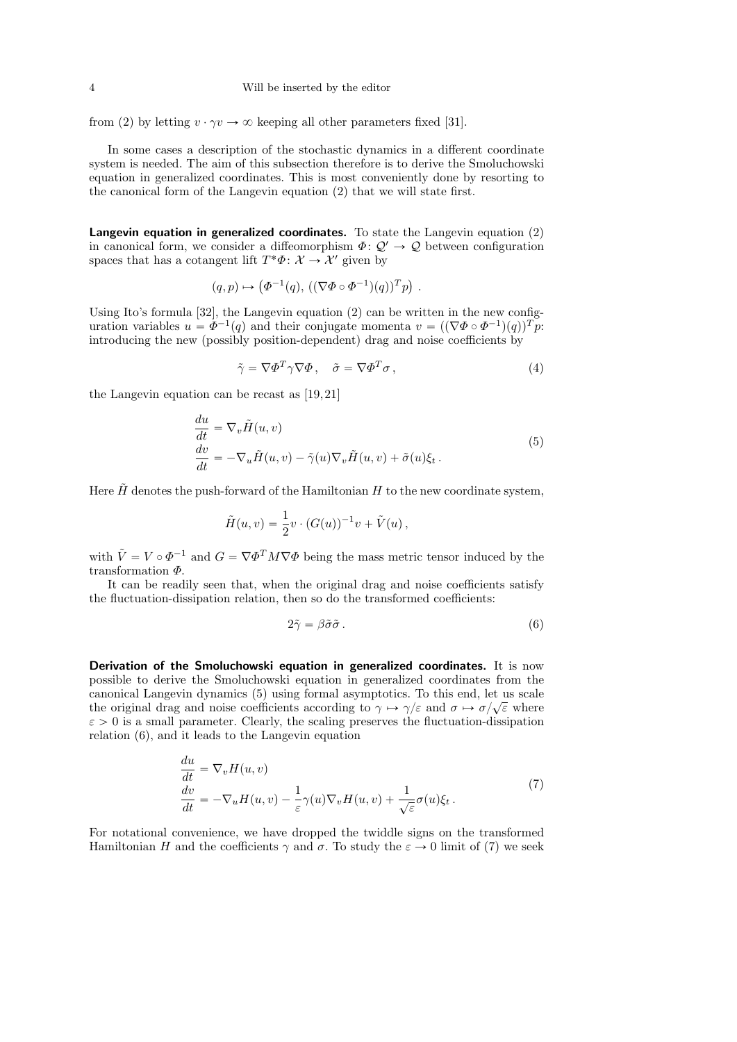from (2) by letting $v \cdot \gamma v \to \infty$ keeping all other parameters fixed [31].

In some cases a description of the stochastic dynamics in a different coordinate system is needed. The aim of this subsection therefore is to derive the Smoluchowski equation in generalized coordinates. This is most conveniently done by resorting to the canonical form of the Langevin equation (2) that we will state first.

**Langevin equation in generalized coordinates.** To state the Langevin equation (2) in canonical form, we consider a diffeomorphism $\Phi\colon \mathcal{Q}' \to \mathcal{Q}$ between configuration spaces that has a cotangent lift $T^*\Phi\colon \mathcal{X} \to \mathcal{X}'$ given by

$$(q,p) \mapsto \left(\Phi^{-1}(q),\, ((\nabla\Phi \circ \Phi^{-1})(q))^T p\right) .$$

Using Ito's formula [32], the Langevin equation (2) can be written in the new configuration variables $u = \Phi^{-1}(q)$ and their conjugate momenta $v = ((\nabla\Phi \circ \Phi^{-1})(q))^T p$: introducing the new (possibly position-dependent) drag and noise coefficients by

$$\tilde{\gamma} = \nabla\Phi^T \gamma \nabla\Phi\,, \quad \tilde{\sigma} = \nabla\Phi^T \sigma\,, \tag{4}$$

the Langevin equation can be recast as [19,21]

$$\begin{aligned} \frac{du}{dt} &= \nabla_v \tilde{H}(u,v) \\ \frac{dv}{dt} &= -\nabla_u \tilde{H}(u,v) - \tilde{\gamma}(u)\nabla_v \tilde{H}(u,v) + \tilde{\sigma}(u)\xi_t\,. \end{aligned} \tag{5}$$

Here $\tilde{H}$ denotes the push-forward of the Hamiltonian $H$ to the new coordinate system,

$$\tilde{H}(u,v) = \frac{1}{2} v \cdot (G(u))^{-1} v + \tilde{V}(u)\,,$$

with $\tilde{V} = V \circ \Phi^{-1}$ and $G = \nabla\Phi^T M \nabla\Phi$ being the mass metric tensor induced by the transformation $\Phi$.

It can be readily seen that, when the original drag and noise coefficients satisfy the fluctuation-dissipation relation, then so do the transformed coefficients:

$$2\tilde{\gamma} = \beta\tilde{\sigma}\tilde{\sigma}\,. \tag{6}$$

**Derivation of the Smoluchowski equation in generalized coordinates.** It is now possible to derive the Smoluchowski equation in generalized coordinates from the canonical Langevin dynamics (5) using formal asymptotics. To this end, let us scale the original drag and noise coefficients according to $\gamma \mapsto \gamma/\varepsilon$ and $\sigma \mapsto \sigma/\sqrt{\varepsilon}$ where $\varepsilon > 0$ is a small parameter. Clearly, the scaling preserves the fluctuation-dissipation relation (6), and it leads to the Langevin equation

$$\begin{aligned} \frac{du}{dt} &= \nabla_v H(u,v) \\ \frac{dv}{dt} &= -\nabla_u H(u,v) - \frac{1}{\varepsilon}\gamma(u)\nabla_v H(u,v) + \frac{1}{\sqrt{\varepsilon}}\sigma(u)\xi_t\,. \end{aligned} \tag{7}$$

For notational convenience, we have dropped the twiddle signs on the transformed Hamiltonian $H$ and the coefficients $\gamma$ and $\sigma$. To study the $\varepsilon \to 0$ limit of (7) we seek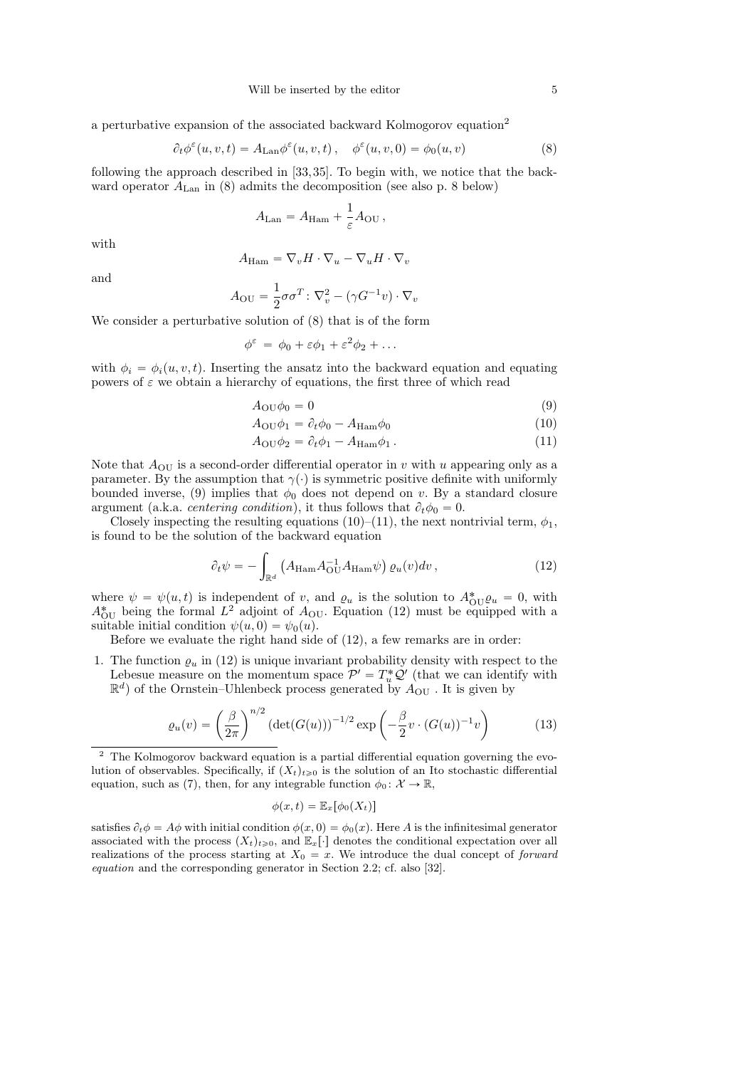a perturbative expansion of the associated backward Kolmogorov equation[2]

$$\partial_t \phi^\varepsilon(u,v,t) = A_{\rm Lan}\phi^\varepsilon(u,v,t)\,, \quad \phi^\varepsilon(u,v,0) = \phi_0(u,v) \tag{8}$$

following the approach described in [33,35]. To begin with, we notice that the backward operator $A_{\rm Lan}$ in (8) admits the decomposition (see also p. 8 below)

$$A_{\rm Lan} = A_{\rm Ham} + \frac{1}{\varepsilon}A_{\rm OU}\,,$$

with

$$A_{\rm Ham} = \nabla_v H\cdot\nabla_u - \nabla_u H\cdot\nabla_v$$

and

$$A_{\rm OU} = \frac{1}{2}\sigma\sigma^T : \nabla_v^2 - (\gamma G^{-1}v)\cdot\nabla_v$$

We consider a perturbative solution of (8) that is of the form

$$\phi^\varepsilon = \phi_0 + \varepsilon\phi_1 + \varepsilon^2\phi_2 + \ldots$$

with $\phi_i = \phi_i(u,v,t)$. Inserting the ansatz into the backward equation and equating powers of $\varepsilon$ we obtain a hierarchy of equations, the first three of which read

$$A_{\rm OU}\phi_0 = 0 \tag{9}$$

$$A_{\rm OU}\phi_1 = \partial_t\phi_0 - A_{\rm Ham}\phi_0 \tag{10}$$

$$A_{\rm OU}\phi_2 = \partial_t\phi_1 - A_{\rm Ham}\phi_1\,. \tag{11}$$

Note that $A_{\rm OU}$ is a second-order differential operator in $v$ with $u$ appearing only as a parameter. By the assumption that $\gamma(\cdot)$ is symmetric positive definite with uniformly bounded inverse, (9) implies that $\phi_0$ does not depend on $v$. By a standard closure argument (a.k.a. *centering condition*), it thus follows that $\partial_t\phi_0 = 0$.

Closely inspecting the resulting equations (10)–(11), the next nontrivial term, $\phi_1$, is found to be the solution of the backward equation

$$\partial_t\psi = -\int_{\mathbb{R}^d}\left(A_{\rm Ham}A_{\rm OU}^{-1}A_{\rm Ham}\psi\right)\varrho_u(v)dv\,, \tag{12}$$

where $\psi = \psi(u,t)$ is independent of $v$, and $\varrho_u$ is the solution to $A_{\rm OU}^*\varrho_u = 0$, with $A_{\rm OU}^*$ being the formal $L^2$ adjoint of $A_{\rm OU}$. Equation (12) must be equipped with a suitable initial condition $\psi(u,0) = \psi_0(u)$.

Before we evaluate the right hand side of (12), a few remarks are in order:

1. The function $\varrho_u$ in (12) is unique invariant probability density with respect to the Lebesue measure on the momentum space $\mathcal{P}' = T_u^*\mathcal{Q}'$ (that we can identify with $\mathbb{R}^d$) of the Ornstein–Uhlenbeck process generated by $A_{\rm OU}$ . It is given by

$$\varrho_u(v) = \left(\frac{\beta}{2\pi}\right)^{n/2}(\det(G(u)))^{-1/2}\exp\left(-\frac{\beta}{2}v\cdot(G(u))^{-1}v\right) \tag{13}$$

[2] The Kolmogorov backward equation is a partial differential equation governing the evolution of observables. Specifically, if $(X_t)_{t\geqslant 0}$ is the solution of an Ito stochastic differential equation, such as (7), then, for any integrable function $\phi_0\colon\mathcal{X}\to\mathbb{R}$,

$$\phi(x,t) = \mathbb{E}_x[\phi_0(X_t)]$$

satisfies $\partial_t\phi = A\phi$ with initial condition $\phi(x,0) = \phi_0(x)$. Here $A$ is the infinitesimal generator associated with the process $(X_t)_{t\geqslant 0}$, and $\mathbb{E}_x[\cdot]$ denotes the conditional expectation over all realizations of the process starting at $X_0 = x$. We introduce the dual concept of *forward equation* and the corresponding generator in Section 2.2; cf. also [32].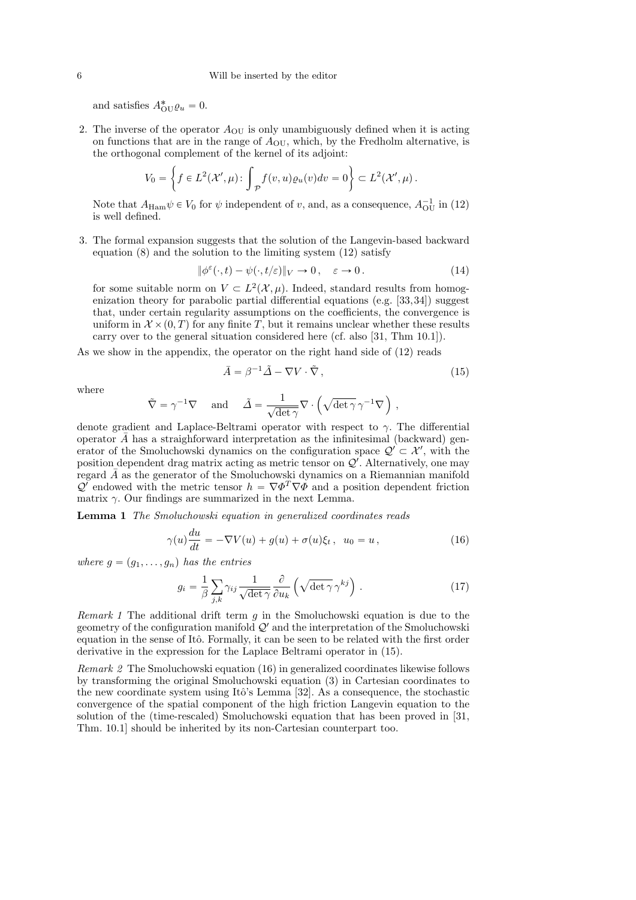and satisfies $A_{\mathrm{OU}}^* \varrho_u = 0$.

2. The inverse of the operator $A_{\mathrm{OU}}$ is only unambiguously defined when it is acting on functions that are in the range of $A_{\mathrm{OU}}$, which, by the Fredholm alternative, is the orthogonal complement of the kernel of its adjoint:
$$V_0 = \left\{ f \in L^2(\mathcal{X}', \mu) \colon \int_{\mathcal{P}} f(v, u) \varrho_u(v) dv = 0 \right\} \subset L^2(\mathcal{X}', \mu) .$$
Note that $A_{\mathrm{Ham}}\psi \in V_0$ for $\psi$ independent of $v$, and, as a consequence, $A_{\mathrm{OU}}^{-1}$ in (12) is well defined.

3. The formal expansion suggests that the solution of the Langevin-based backward equation (8) and the solution to the limiting system (12) satisfy
$$\| \phi^\varepsilon(\cdot, t) - \psi(\cdot, t/\varepsilon) \|_V \to 0 , \quad \varepsilon \to 0 . \tag{14}$$
for some suitable norm on $V \subset L^2(\mathcal{X}, \mu)$. Indeed, standard results from homogenization theory for parabolic partial differential equations (e.g. [33,34]) suggest that, under certain regularity assumptions on the coefficients, the convergence is uniform in $\mathcal{X} \times (0, T)$ for any finite $T$, but it remains unclear whether these results carry over to the general situation considered here (cf. also [31, Thm 10.1]).

As we show in the appendix, the operator on the right hand side of (12) reads
$$\bar{A} = \beta^{-1} \tilde{\Delta} - \nabla V \cdot \tilde{\nabla} , \tag{15}$$
where
$$\tilde{\nabla} = \gamma^{-1} \nabla \quad \text{ and } \quad \tilde{\Delta} = \frac{1}{\sqrt{\det \gamma}} \nabla \cdot \left( \sqrt{\det \gamma}\, \gamma^{-1} \nabla \right) ,$$
denote gradient and Laplace-Beltrami operator with respect to $\gamma$. The differential operator $\bar{A}$ has a straighforward interpretation as the infinitesimal (backward) generator of the Smoluchowski dynamics on the configuration space $\mathcal{Q}' \subset \mathcal{X}'$, with the position dependent drag matrix acting as metric tensor on $\mathcal{Q}'$. Alternatively, one may regard $\bar{A}$ as the generator of the Smoluchowski dynamics on a Riemannian manifold $\mathcal{Q}'$ endowed with the metric tensor $h = \nabla \Phi^T \nabla \Phi$ and a position dependent friction matrix $\gamma$. Our findings are summarized in the next Lemma.

**Lemma 1** *The Smoluchowski equation in generalized coordinates reads*
$$\gamma(u) \frac{du}{dt} = -\nabla V(u) + g(u) + \sigma(u) \xi_t , \;\; u_0 = u , \tag{16}$$
*where $g = (g_1, \ldots, g_n)$ has the entries*
$$g_i = \frac{1}{\beta} \sum_{j,k} \gamma_{ij} \frac{1}{\sqrt{\det \gamma}} \frac{\partial}{\partial u_k} \left( \sqrt{\det \gamma}\, \gamma^{kj} \right) . \tag{17}$$

*Remark 1* The additional drift term $g$ in the Smoluchowski equation is due to the geometry of the configuration manifold $\mathcal{Q}'$ and the interpretation of the Smoluchowski equation in the sense of Itô. Formally, it can be seen to be related with the first order derivative in the expression for the Laplace Beltrami operator in (15).

*Remark 2* The Smoluchowski equation (16) in generalized coordinates likewise follows by transforming the original Smoluchowski equation (3) in Cartesian coordinates to the new coordinate system using Itô's Lemma [32]. As a consequence, the stochastic convergence of the spatial component of the high friction Langevin equation to the solution of the (time-rescaled) Smoluchowski equation that has been proved in [31, Thm. 10.1] should be inherited by its non-Cartesian counterpart too.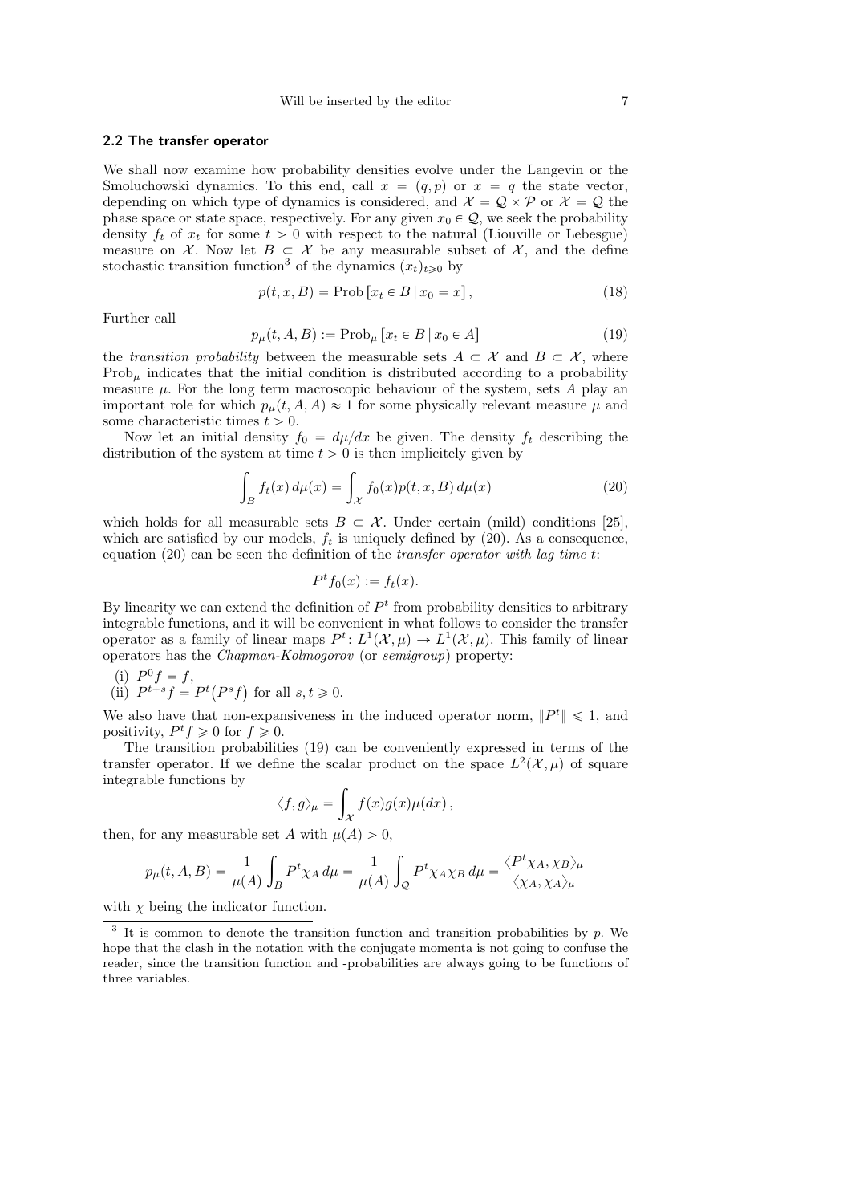### 2.2 The transfer operator

We shall now examine how probability densities evolve under the Langevin or the Smoluchowski dynamics. To this end, call $x = (q, p)$ or $x = q$ the state vector, depending on which type of dynamics is considered, and $\mathcal{X} = \mathcal{Q} \times \mathcal{P}$ or $\mathcal{X} = \mathcal{Q}$ the phase space or state space, respectively. For any given $x_0 \in \mathcal{Q}$, we seek the probability density $f_t$ of $x_t$ for some $t > 0$ with respect to the natural (Liouville or Lebesgue) measure on $\mathcal{X}$. Now let $B \subset \mathcal{X}$ be any measurable subset of $\mathcal{X}$, and the define stochastic transition function[3] of the dynamics $(x_t)_{t \geqslant 0}$ by

$$p(t, x, B) = \operatorname{Prob}\left[x_t \in B \mid x_0 = x\right], \tag{18}$$

Further call

$$p_\mu(t, A, B) := \operatorname{Prob}_\mu\left[x_t \in B \mid x_0 \in A\right] \tag{19}$$

the *transition probability* between the measurable sets $A \subset \mathcal{X}$ and $B \subset \mathcal{X}$, where $\operatorname{Prob}_\mu$ indicates that the initial condition is distributed according to a probability measure $\mu$. For the long term macroscopic behaviour of the system, sets $A$ play an important role for which $p_\mu(t, A, A) \approx 1$ for some physically relevant measure $\mu$ and some characteristic times $t > 0$.

Now let an initial density $f_0 = d\mu/dx$ be given. The density $f_t$ describing the distribution of the system at time $t > 0$ is then implicitely given by

$$\int_B f_t(x)\, d\mu(x) = \int_{\mathcal{X}} f_0(x) p(t, x, B)\, d\mu(x) \tag{20}$$

which holds for all measurable sets $B \subset \mathcal{X}$. Under certain (mild) conditions [25], which are satisfied by our models, $f_t$ is uniquely defined by (20). As a consequence, equation (20) can be seen the definition of the *transfer operator with lag time* $t$:

$$P^t f_0(x) := f_t(x).$$

By linearity we can extend the definition of $P^t$ from probability densities to arbitrary integrable functions, and it will be convenient in what follows to consider the transfer operator as a family of linear maps $P^t \colon L^1(\mathcal{X}, \mu) \to L^1(\mathcal{X}, \mu)$. This family of linear operators has the *Chapman-Kolmogorov* (or *semigroup*) property:

(i) $P^0 f = f$,
(ii) $P^{t+s} f = P^t\big(P^s f\big)$ for all $s, t \geqslant 0$.

We also have that non-expansiveness in the induced operator norm, $\|P^t\| \leqslant 1$, and positivity, $P^t f \geqslant 0$ for $f \geqslant 0$.

The transition probabilities (19) can be conveniently expressed in terms of the transfer operator. If we define the scalar product on the space $L^2(\mathcal{X}, \mu)$ of square integrable functions by

$$\langle f, g \rangle_\mu = \int_{\mathcal{X}} f(x) g(x) \mu(dx)\,,$$

then, for any measurable set $A$ with $\mu(A) > 0$,

$$p_\mu(t, A, B) = \frac{1}{\mu(A)} \int_B P^t \chi_A\, d\mu = \frac{1}{\mu(A)} \int_{\mathcal{Q}} P^t \chi_A \chi_B\, d\mu = \frac{\langle P^t \chi_A, \chi_B \rangle_\mu}{\langle \chi_A, \chi_A \rangle_\mu}$$

with $\chi$ being the indicator function.

[3] It is common to denote the transition function and transition probabilities by $p$. We hope that the clash in the notation with the conjugate momenta is not going to confuse the reader, since the transition function and -probabilities are always going to be functions of three variables.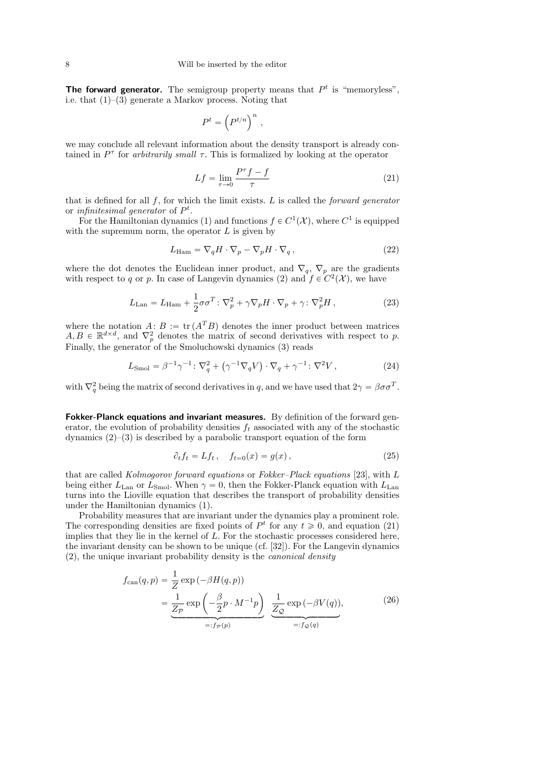**The forward generator.** The semigroup property means that $P^t$ is "memoryless", i.e. that (1)–(3) generate a Markov process. Noting that

$$P^t = \left(P^{t/n}\right)^n ,$$

we may conclude all relevant information about the density transport is already contained in $P^\tau$ for *arbitrarily small* $\tau$. This is formalized by looking at the operator

$$Lf = \lim_{\tau \to 0} \frac{P^\tau f - f}{\tau} \tag{21}$$

that is defined for all $f$, for which the limit exists. $L$ is called the *forward generator* or *infinitesimal generator* of $P^t$.

For the Hamiltonian dynamics (1) and functions $f \in C^1(\mathcal{X})$, where $C^1$ is equipped with the supremum norm, the operator $L$ is given by

$$L_{\text{Ham}} = \nabla_q H \cdot \nabla_p - \nabla_p H \cdot \nabla_q \,, \tag{22}$$

where the dot denotes the Euclidean inner product, and $\nabla_q$, $\nabla_p$ are the gradients with respect to $q$ or $p$. In case of Langevin dynamics (2) and $f \in C^2(\mathcal{X})$, we have

$$L_{\text{Lan}} = L_{\text{Ham}} + \frac{1}{2}\sigma\sigma^T \colon \nabla_p^2 + \gamma \nabla_p H \cdot \nabla_p + \gamma \colon \nabla_p^2 H \,, \tag{23}$$

where the notation $A \colon B := \operatorname{tr}(A^T B)$ denotes the inner product between matrices $A, B \in \mathbb{R}^{d\times d}$, and $\nabla_p^2$ denotes the matrix of second derivatives with respect to $p$. Finally, the generator of the Smoluchowski dynamics (3) reads

$$L_{\text{Smol}} = \beta^{-1}\gamma^{-1} \colon \nabla_q^2 + \left(\gamma^{-1}\nabla_q V\right) \cdot \nabla_q + \gamma^{-1} \colon \nabla^2 V \,, \tag{24}$$

with $\nabla_q^2$ being the matrix of second derivatives in $q$, and we have used that $2\gamma = \beta\sigma\sigma^T$.

**Fokker-Planck equations and invariant measures.** By definition of the forward generator, the evolution of probability densities $f_t$ associated with any of the stochastic dynamics (2)–(3) is described by a parabolic transport equation of the form

$$\partial_t f_t = L f_t \,, \quad f_{t=0}(x) = g(x) \,, \tag{25}$$

that are called *Kolmogorov forward equations* or *Fokker–Plack equations* [23], with $L$ being either $L_{\text{Lan}}$ or $L_{\text{Smol}}$. When $\gamma = 0$, then the Fokker-Planck equation with $L_{\text{Lan}}$ turns into the Lioville equation that describes the transport of probability densities under the Hamiltonian dynamics (1).

Probability measures that are invariant under the dynamics play a prominent role. The corresponding densities are fixed points of $P^t$ for any $t \geqslant 0$, and equation (21) implies that they lie in the kernel of $L$. For the stochastic processes considered here, the invariant density can be shown to be unique (cf. [32]). For the Langevin dynamics (2), the unique invariant probability density is the *canonical density*

$$\begin{aligned} f_{\text{can}}(q,p) &= \frac{1}{Z}\exp\left(-\beta H(q,p)\right) \\ &= \underbrace{\frac{1}{Z_{\mathcal{P}}}\exp\left(-\frac{\beta}{2} p \cdot M^{-1} p\right)}_{=: f_{\mathcal{P}}(p)} \ \underbrace{\frac{1}{Z_{\mathcal{Q}}}\exp\left(-\beta V(q)\right)}_{=: f_{\mathcal{Q}}(q)}, \end{aligned} \tag{26}$$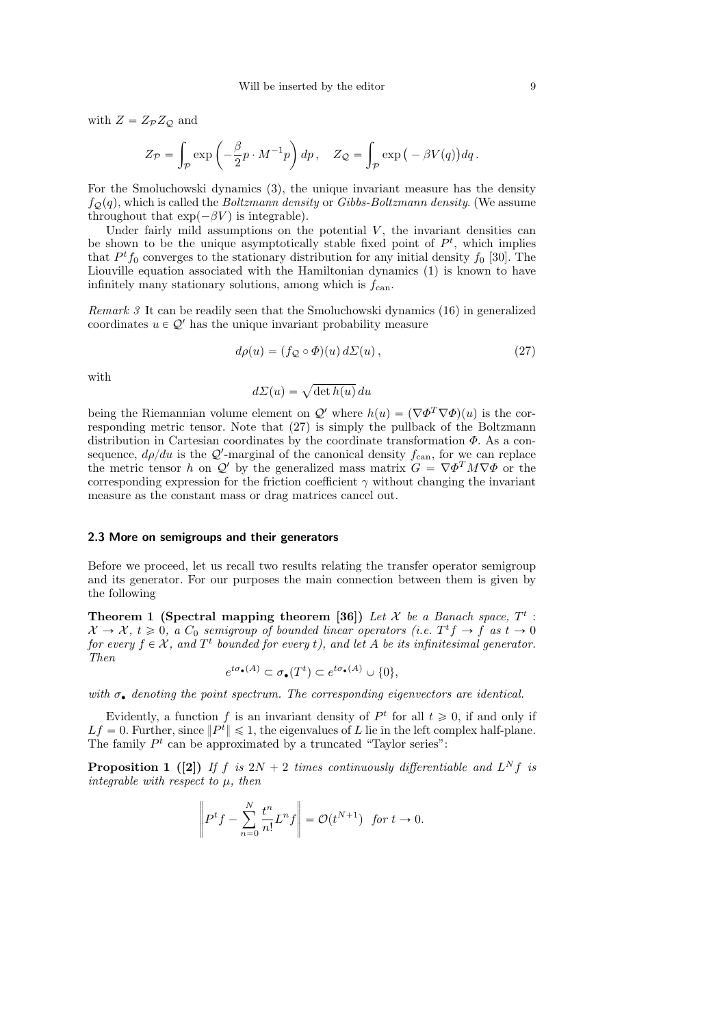with $Z = Z_{\mathcal{P}} Z_{\mathcal{Q}}$ and

$$Z_{\mathcal{P}} = \int_{\mathcal{P}} \exp\left(-\frac{\beta}{2} p \cdot M^{-1} p\right) dp\,, \quad Z_{\mathcal{Q}} = \int_{\mathcal{P}} \exp\big(-\beta V(q)\big) dq\,.$$

For the Smoluchowski dynamics (3), the unique invariant measure has the density $f_{\mathcal{Q}}(q)$, which is called the *Boltzmann density* or *Gibbs-Boltzmann density*. (We assume throughout that $\exp(-\beta V)$ is integrable).

Under fairly mild assumptions on the potential $V$, the invariant densities can be shown to be the unique asymptotically stable fixed point of $P^t$, which implies that $P^t f_0$ converges to the stationary distribution for any initial density $f_0$ [30]. The Liouville equation associated with the Hamiltonian dynamics (1) is known to have infinitely many stationary solutions, among which is $f_{\mathrm{can}}$.

*Remark 3* It can be readily seen that the Smoluchowski dynamics (16) in generalized coordinates $u \in \mathcal{Q}'$ has the unique invariant probability measure

$$d\rho(u) = (f_{\mathcal{Q}} \circ \Phi)(u)\, d\Sigma(u)\,, \tag{27}$$

with

$$d\Sigma(u) = \sqrt{\det h(u)}\, du$$

being the Riemannian volume element on $\mathcal{Q}'$ where $h(u) = (\nabla\Phi^T \nabla\Phi)(u)$ is the corresponding metric tensor. Note that (27) is simply the pullback of the Boltzmann distribution in Cartesian coordinates by the coordinate transformation $\Phi$. As a consequence, $d\rho/du$ is the $\mathcal{Q}'$-marginal of the canonical density $f_{\mathrm{can}}$, for we can replace the metric tensor $h$ on $\mathcal{Q}'$ by the generalized mass matrix $G = \nabla\Phi^T M \nabla\Phi$ or the corresponding expression for the friction coefficient $\gamma$ without changing the invariant measure as the constant mass or drag matrices cancel out.

### 2.3 More on semigroups and their generators

Before we proceed, let us recall two results relating the transfer operator semigroup and its generator. For our purposes the main connection between them is given by the following

**Theorem 1 (Spectral mapping theorem [36])** *Let $\mathcal{X}$ be a Banach space, $T^t : \mathcal{X} \to \mathcal{X}$, $t \geqslant 0$, a $C_0$ semigroup of bounded linear operators (i.e. $T^t f \to f$ as $t \to 0$ for every $f \in \mathcal{X}$, and $T^t$ bounded for every $t$), and let $A$ be its infinitesimal generator. Then*

$$e^{t\sigma_\bullet(A)} \subset \sigma_\bullet(T^t) \subset e^{t\sigma_\bullet(A)} \cup \{0\},$$

*with $\sigma_\bullet$ denoting the point spectrum. The corresponding eigenvectors are identical.*

Evidently, a function $f$ is an invariant density of $P^t$ for all $t \geqslant 0$, if and only if $Lf = 0$. Further, since $\|P^t\| \leqslant 1$, the eigenvalues of $L$ lie in the left complex half-plane. The family $P^t$ can be approximated by a truncated "Taylor series":

**Proposition 1 ([2])** *If $f$ is $2N + 2$ times continuously differentiable and $L^N f$ is integrable with respect to $\mu$, then*

$$\left\| P^t f - \sum_{n=0}^{N} \frac{t^n}{n!} L^n f \right\| = \mathcal{O}(t^{N+1}) \quad \text{for } t \to 0.$$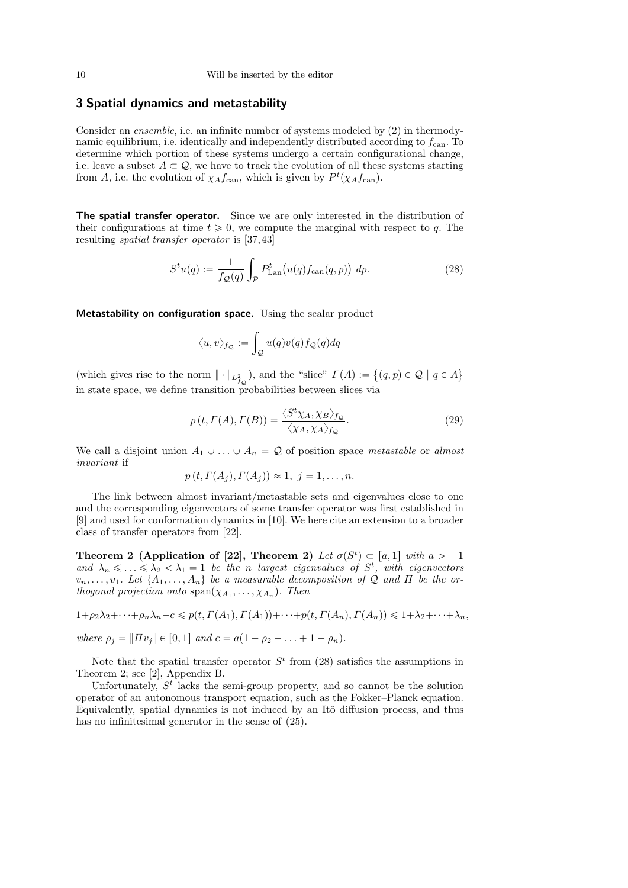## 3 Spatial dynamics and metastability

Consider an *ensemble*, i.e. an infinite number of systems modeled by (2) in thermodynamic equilibrium, i.e. identically and independently distributed according to $f_{\text{can}}$. To determine which portion of these systems undergo a certain configurational change, i.e. leave a subset $A \subset \mathcal{Q}$, we have to track the evolution of all these systems starting from $A$, i.e. the evolution of $\chi_A f_{\text{can}}$, which is given by $P^t(\chi_A f_{\text{can}})$.

**The spatial transfer operator.** Since we are only interested in the distribution of their configurations at time $t \geqslant 0$, we compute the marginal with respect to $q$. The resulting *spatial transfer operator* is [37,43]

$$S^t u(q) := \frac{1}{f_{\mathcal{Q}}(q)} \int_{\mathcal{P}} P^t_{\text{Lan}}\big(u(q) f_{\text{can}}(q,p)\big)\, dp. \tag{28}$$

**Metastability on configuration space.** Using the scalar product

$$\langle u, v \rangle_{f_{\mathcal{Q}}} := \int_{\mathcal{Q}} u(q) v(q) f_{\mathcal{Q}}(q) dq$$

(which gives rise to the norm $\| \cdot \|_{L^2_{f_{\mathcal{Q}}}}$), and the "slice" $\Gamma(A) := \big\{(q,p) \in \mathcal{Q} \mid q \in A\big\}$ in state space, we define transition probabilities between slices via

$$p\left(t, \Gamma(A), \Gamma(B)\right) = \frac{\langle S^t \chi_A, \chi_B \rangle_{f_{\mathcal{Q}}}}{\langle \chi_A, \chi_A \rangle_{f_{\mathcal{Q}}}}. \tag{29}$$

We call a disjoint union $A_1 \cup \ldots \cup A_n = \mathcal{Q}$ of position space *metastable* or *almost invariant* if

$$p\left(t, \Gamma(A_j), \Gamma(A_j)\right) \approx 1,\ j = 1, \ldots, n.$$

The link between almost invariant/metastable sets and eigenvalues close to one and the corresponding eigenvectors of some transfer operator was first established in [9] and used for conformation dynamics in [10]. We here cite an extension to a broader class of transfer operators from [22].

**Theorem 2 (Application of [22], Theorem 2)** *Let $\sigma(S^t) \subset [a,1]$ with $a > -1$ and $\lambda_n \leqslant \ldots \leqslant \lambda_2 < \lambda_1 = 1$ be the $n$ largest eigenvalues of $S^t$, with eigenvectors $v_n, \ldots, v_1$. Let $\{A_1, \ldots, A_n\}$ be a measurable decomposition of $\mathcal{Q}$ and $\Pi$ be the orthogonal projection onto $\operatorname{span}(\chi_{A_1}, \ldots, \chi_{A_n})$. Then*

$$1 + \rho_2\lambda_2 + \cdots + \rho_n\lambda_n + c \leqslant p(t, \Gamma(A_1), \Gamma(A_1)) + \cdots + p(t, \Gamma(A_n), \Gamma(A_n)) \leqslant 1 + \lambda_2 + \cdots + \lambda_n,$$

*where $\rho_j = \|\Pi v_j\| \in [0,1]$ and $c = a(1 - \rho_2 + \ldots + 1 - \rho_n)$.*

Note that the spatial transfer operator $S^t$ from (28) satisfies the assumptions in Theorem 2; see [2], Appendix B.

Unfortunately, $S^t$ lacks the semi-group property, and so cannot be the solution operator of an autonomous transport equation, such as the Fokker–Planck equation. Equivalently, spatial dynamics is not induced by an Itô diffusion process, and thus has no infinitesimal generator in the sense of (25).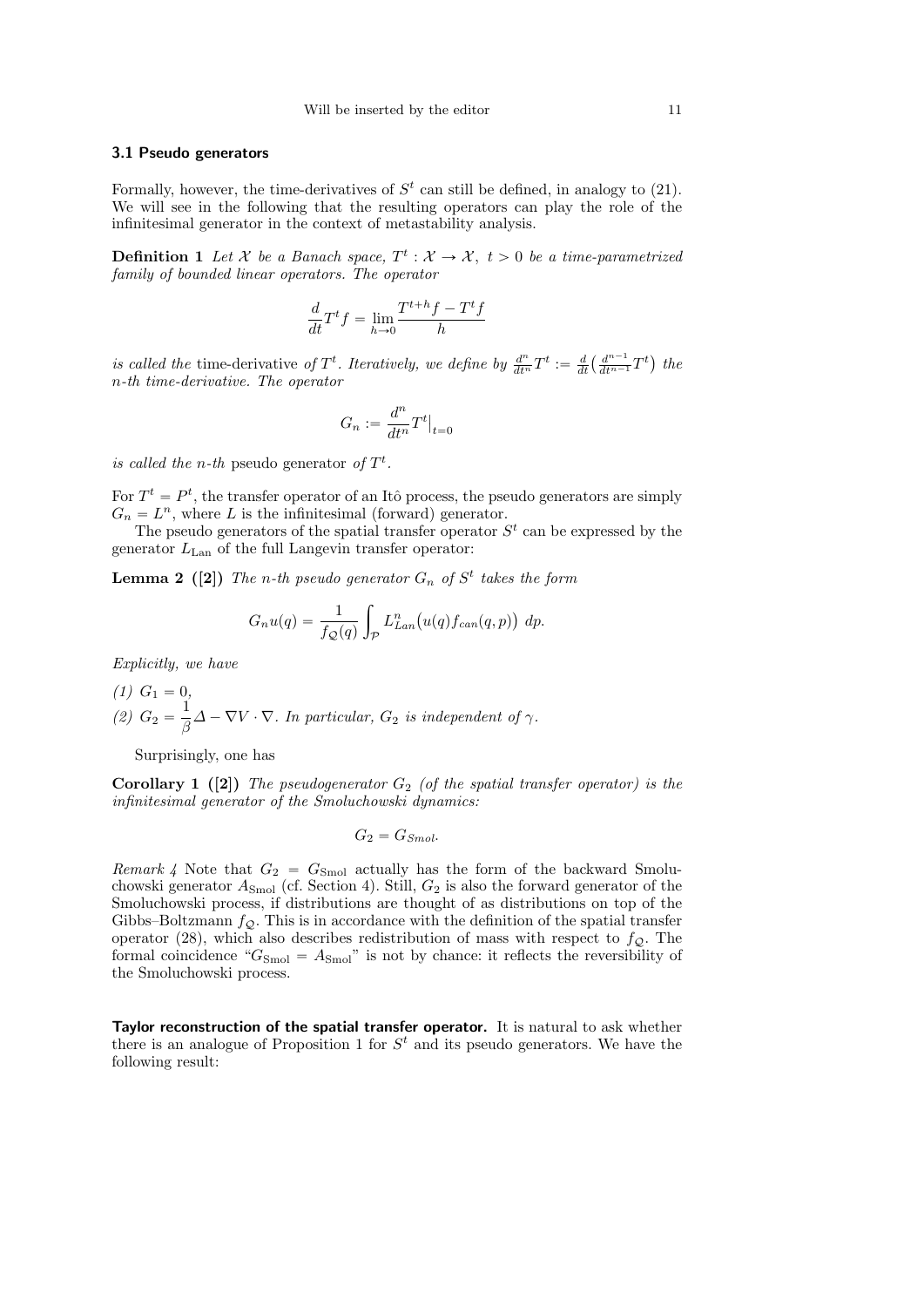### 3.1 Pseudo generators

Formally, however, the time-derivatives of $S^t$ can still be defined, in analogy to (21). We will see in the following that the resulting operators can play the role of the infinitesimal generator in the context of metastability analysis.

**Definition 1** *Let $\mathcal{X}$ be a Banach space, $T^t : \mathcal{X} \to \mathcal{X},\ t > 0$ be a time-parametrized family of bounded linear operators. The operator*

$$\frac{d}{dt} T^t f = \lim_{h \to 0} \frac{T^{t+h} f - T^t f}{h}$$

*is called the* time-derivative *of $T^t$. Iteratively, we define by $\frac{d^n}{dt^n} T^t := \frac{d}{dt}\big(\frac{d^{n-1}}{dt^{n-1}} T^t\big)$ the n-th time-derivative. The operator*

$$G_n := \frac{d^n}{dt^n} T^t \big|_{t=0}$$

*is called the n-th* pseudo generator *of $T^t$.*

For $T^t = P^t$, the transfer operator of an Itô process, the pseudo generators are simply $G_n = L^n$, where $L$ is the infinitesimal (forward) generator.

The pseudo generators of the spatial transfer operator $S^t$ can be expressed by the generator $L_{\text{Lan}}$ of the full Langevin transfer operator:

**Lemma 2 ([2])** *The n-th pseudo generator $G_n$ of $S^t$ takes the form*

$$G_n u(q) = \frac{1}{f_{\mathcal{Q}}(q)} \int_{\mathcal{P}} L_{Lan}^n \big(u(q) f_{can}(q,p)\big)\ dp.$$

*Explicitly, we have*

*(1) $G_1 = 0$,*
*(2) $G_2 = \dfrac{1}{\beta} \Delta - \nabla V \cdot \nabla$. In particular, $G_2$ is independent of $\gamma$.*

Surprisingly, one has

**Corollary 1 ([2])** *The pseudogenerator $G_2$ (of the spatial transfer operator) is the infinitesimal generator of the Smoluchowski dynamics:*

$$G_2 = G_{Smol}.$$

*Remark 4* Note that $G_2 = G_{\text{Smol}}$ actually has the form of the backward Smoluchowski generator $A_{\text{Smol}}$ (cf. Section 4). Still, $G_2$ is also the forward generator of the Smoluchowski process, if distributions are thought of as distributions on top of the Gibbs–Boltzmann $f_{\mathcal{Q}}$. This is in accordance with the definition of the spatial transfer operator (28), which also describes redistribution of mass with respect to $f_{\mathcal{Q}}$. The formal coincidence "$G_{\text{Smol}} = A_{\text{Smol}}$" is not by chance: it reflects the reversibility of the Smoluchowski process.

**Taylor reconstruction of the spatial transfer operator.** It is natural to ask whether there is an analogue of Proposition 1 for $S^t$ and its pseudo generators. We have the following result: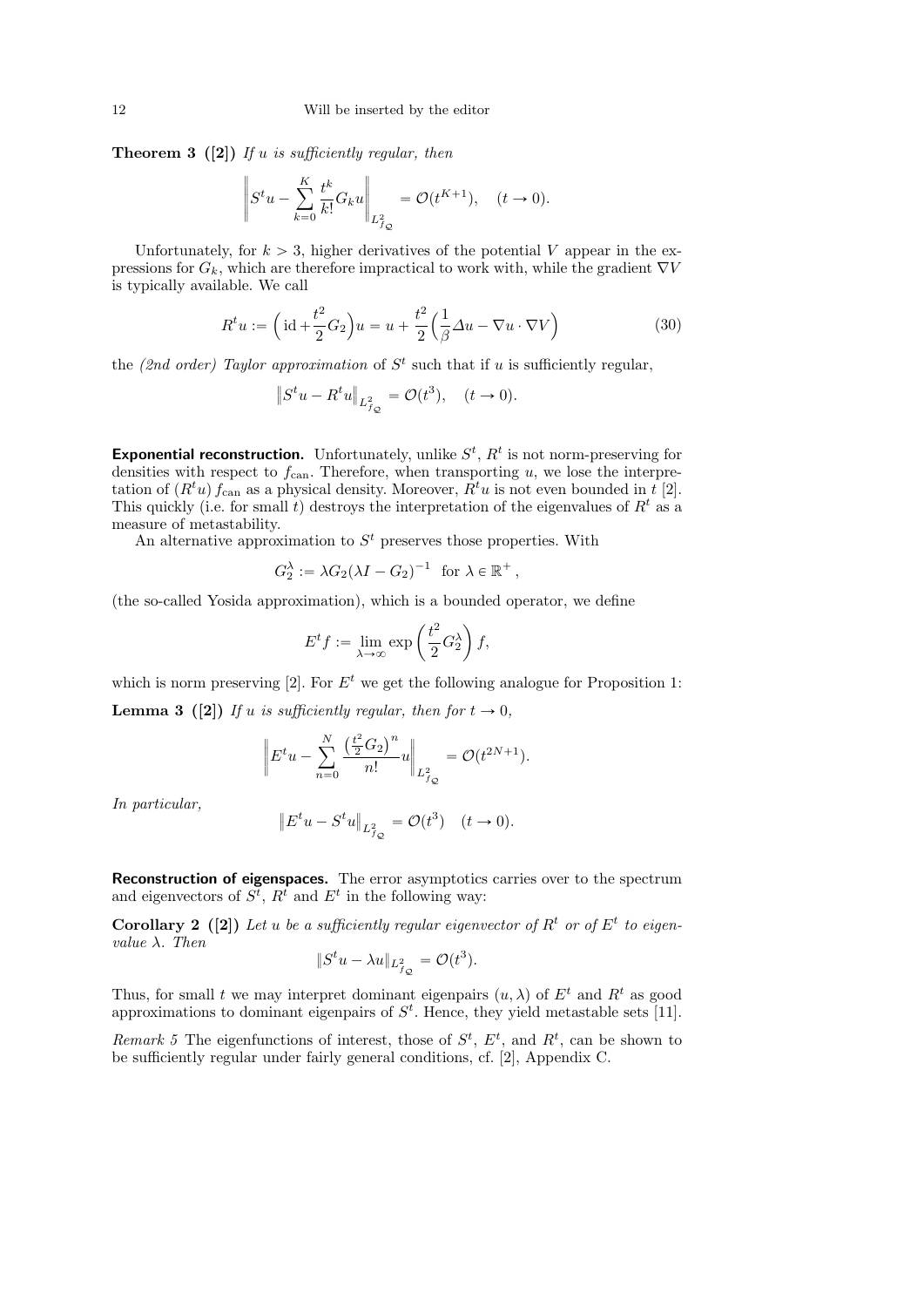**Theorem 3 ([2])** *If $u$ is sufficiently regular, then*

$$\left\| S^t u - \sum_{k=0}^{K} \frac{t^k}{k!} G_k u \right\|_{L^2_{f_\mathcal{Q}}} = \mathcal{O}(t^{K+1}), \quad (t \to 0).$$

Unfortunately, for $k > 3$, higher derivatives of the potential $V$ appear in the expressions for $G_k$, which are therefore impractical to work with, while the gradient $\nabla V$ is typically available. We call

$$R^t u := \Big(\operatorname{id} + \frac{t^2}{2} G_2\Big) u = u + \frac{t^2}{2}\Big(\frac{1}{\beta}\Delta u - \nabla u \cdot \nabla V\Big) \tag{30}$$

the *(2nd order) Taylor approximation* of $S^t$ such that if $u$ is sufficiently regular,

$$\left\| S^t u - R^t u \right\|_{L^2_{f_\mathcal{Q}}} = \mathcal{O}(t^3), \quad (t \to 0).$$

**Exponential reconstruction.** Unfortunately, unlike $S^t$, $R^t$ is not norm-preserving for densities with respect to $f_{\text{can}}$. Therefore, when transporting $u$, we lose the interpretation of $(R^t u)\, f_{\text{can}}$ as a physical density. Moreover, $R^t u$ is not even bounded in $t$ [2]. This quickly (i.e. for small $t$) destroys the interpretation of the eigenvalues of $R^t$ as a measure of metastability.

An alternative approximation to $S^t$ preserves those properties. With

$$G_2^\lambda := \lambda G_2 (\lambda I - G_2)^{-1} \ \text{ for } \lambda \in \mathbb{R}^+,$$

(the so-called Yosida approximation), which is a bounded operator, we define

$$E^t f := \lim_{\lambda \to \infty} \exp\left(\frac{t^2}{2} G_2^\lambda\right) f,$$

which is norm preserving [2]. For $E^t$ we get the following analogue for Proposition 1:

**Lemma 3 ([2])** *If $u$ is sufficiently regular, then for $t \to 0$,*

$$\left\| E^t u - \sum_{n=0}^{N} \frac{\left(\frac{t^2}{2} G_2\right)^n}{n!} u \right\|_{L^2_{f_\mathcal{Q}}} = \mathcal{O}(t^{2N+1}).$$

*In particular,*

$$\left\| E^t u - S^t u \right\|_{L^2_{f_\mathcal{Q}}} = \mathcal{O}(t^3) \quad (t \to 0).$$

**Reconstruction of eigenspaces.** The error asymptotics carries over to the spectrum and eigenvectors of $S^t$, $R^t$ and $E^t$ in the following way:

**Corollary 2 ([2])** *Let $u$ be a sufficiently regular eigenvector of $R^t$ or of $E^t$ to eigenvalue $\lambda$. Then*

$$\| S^t u - \lambda u \|_{L^2_{f_\mathcal{Q}}} = \mathcal{O}(t^3).$$

Thus, for small $t$ we may interpret dominant eigenpairs $(u, \lambda)$ of $E^t$ and $R^t$ as good approximations to dominant eigenpairs of $S^t$. Hence, they yield metastable sets [11].

*Remark 5* The eigenfunctions of interest, those of $S^t$, $E^t$, and $R^t$, can be shown to be sufficiently regular under fairly general conditions, cf. [2], Appendix C.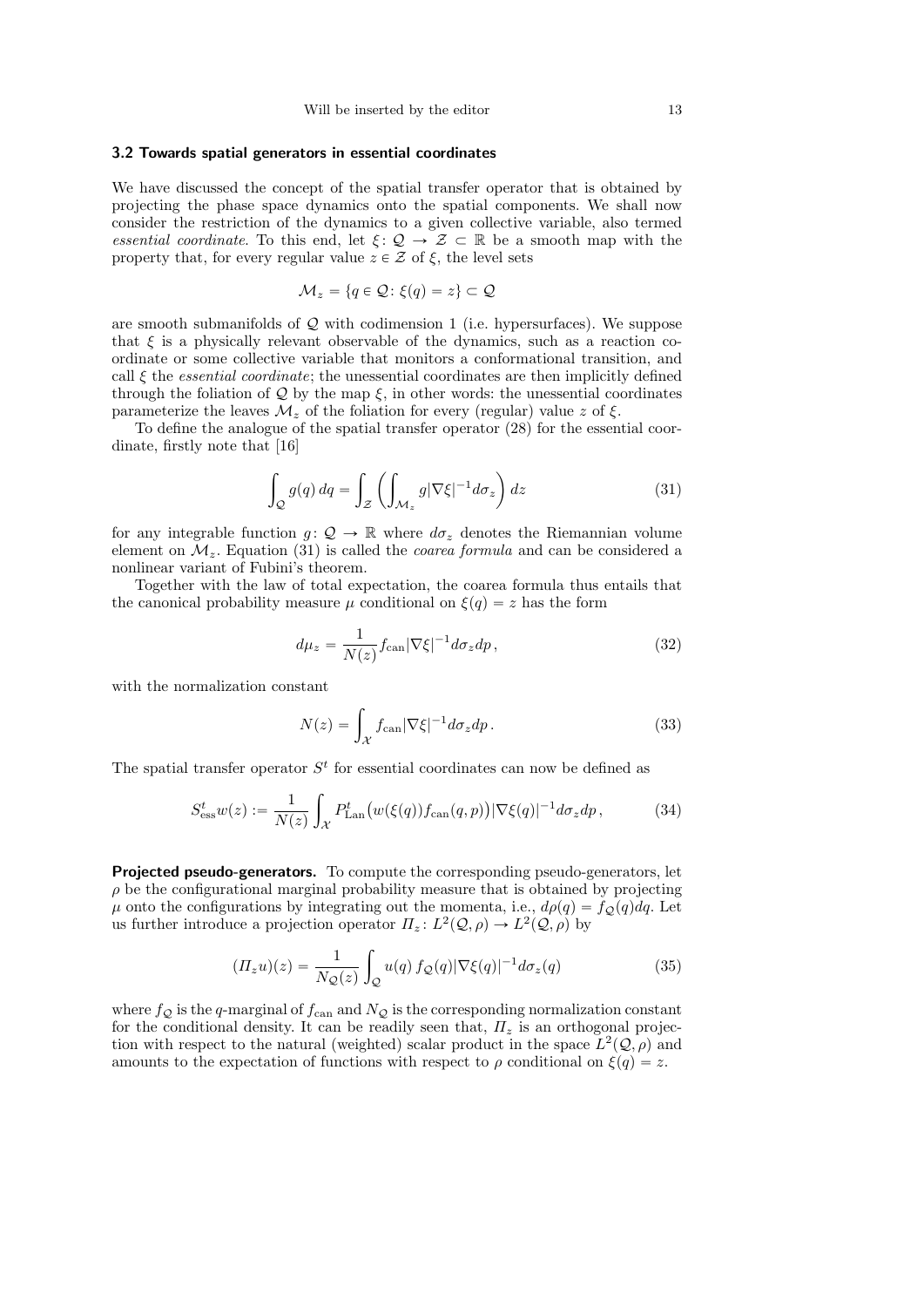### 3.2 Towards spatial generators in essential coordinates

We have discussed the concept of the spatial transfer operator that is obtained by projecting the phase space dynamics onto the spatial components. We shall now consider the restriction of the dynamics to a given collective variable, also termed *essential coordinate*. To this end, let $\xi\colon \mathcal{Q} \to \mathcal{Z} \subset \mathbb{R}$ be a smooth map with the property that, for every regular value $z \in \mathcal{Z}$ of $\xi$, the level sets

$$\mathcal{M}_z = \{q \in \mathcal{Q}\colon \xi(q) = z\} \subset \mathcal{Q}$$

are smooth submanifolds of $\mathcal{Q}$ with codimension 1 (i.e. hypersurfaces). We suppose that $\xi$ is a physically relevant observable of the dynamics, such as a reaction coordinate or some collective variable that monitors a conformational transition, and call $\xi$ the *essential coordinate*; the unessential coordinates are then implicitly defined through the foliation of $\mathcal{Q}$ by the map $\xi$, in other words: the unessential coordinates parameterize the leaves $\mathcal{M}_z$ of the foliation for every (regular) value $z$ of $\xi$.

To define the analogue of the spatial transfer operator (28) for the essential coordinate, firstly note that [16]

$$\int_{\mathcal{Q}} g(q)\, dq = \int_{\mathcal{Z}} \left( \int_{\mathcal{M}_z} g|\nabla\xi|^{-1} d\sigma_z \right) dz \tag{31}$$

for any integrable function $g\colon \mathcal{Q} \to \mathbb{R}$ where $d\sigma_z$ denotes the Riemannian volume element on $\mathcal{M}_z$. Equation (31) is called the *coarea formula* and can be considered a nonlinear variant of Fubini's theorem.

Together with the law of total expectation, the coarea formula thus entails that the canonical probability measure $\mu$ conditional on $\xi(q) = z$ has the form

$$d\mu_z = \frac{1}{N(z)} f_{\mathrm{can}} |\nabla\xi|^{-1} d\sigma_z dp\,, \tag{32}$$

with the normalization constant

$$N(z) = \int_{\mathcal{X}} f_{\mathrm{can}} |\nabla\xi|^{-1} d\sigma_z dp\,. \tag{33}$$

The spatial transfer operator $S^t$ for essential coordinates can now be defined as

$$S^t_{\mathrm{ess}} w(z) := \frac{1}{N(z)} \int_{\mathcal{X}} P^t_{\mathrm{Lan}}\big(w(\xi(q)) f_{\mathrm{can}}(q,p)\big) |\nabla\xi(q)|^{-1} d\sigma_z dp\,, \tag{34}$$

**Projected pseudo-generators.** To compute the corresponding pseudo-generators, let $\rho$ be the configurational marginal probability measure that is obtained by projecting $\mu$ onto the configurations by integrating out the momenta, i.e., $d\rho(q) = f_{\mathcal{Q}}(q)dq$. Let us further introduce a projection operator $\Pi_z\colon L^2(\mathcal{Q},\rho) \to L^2(\mathcal{Q},\rho)$ by

$$(\Pi_z u)(z) = \frac{1}{N_{\mathcal{Q}}(z)} \int_{\mathcal{Q}} u(q)\, f_{\mathcal{Q}}(q) |\nabla\xi(q)|^{-1} d\sigma_z(q) \tag{35}$$

where $f_{\mathcal{Q}}$ is the $q$-marginal of $f_{\mathrm{can}}$ and $N_{\mathcal{Q}}$ is the corresponding normalization constant for the conditional density. It can be readily seen that, $\Pi_z$ is an orthogonal projection with respect to the natural (weighted) scalar product in the space $L^2(\mathcal{Q},\rho)$ and amounts to the expectation of functions with respect to $\rho$ conditional on $\xi(q) = z$.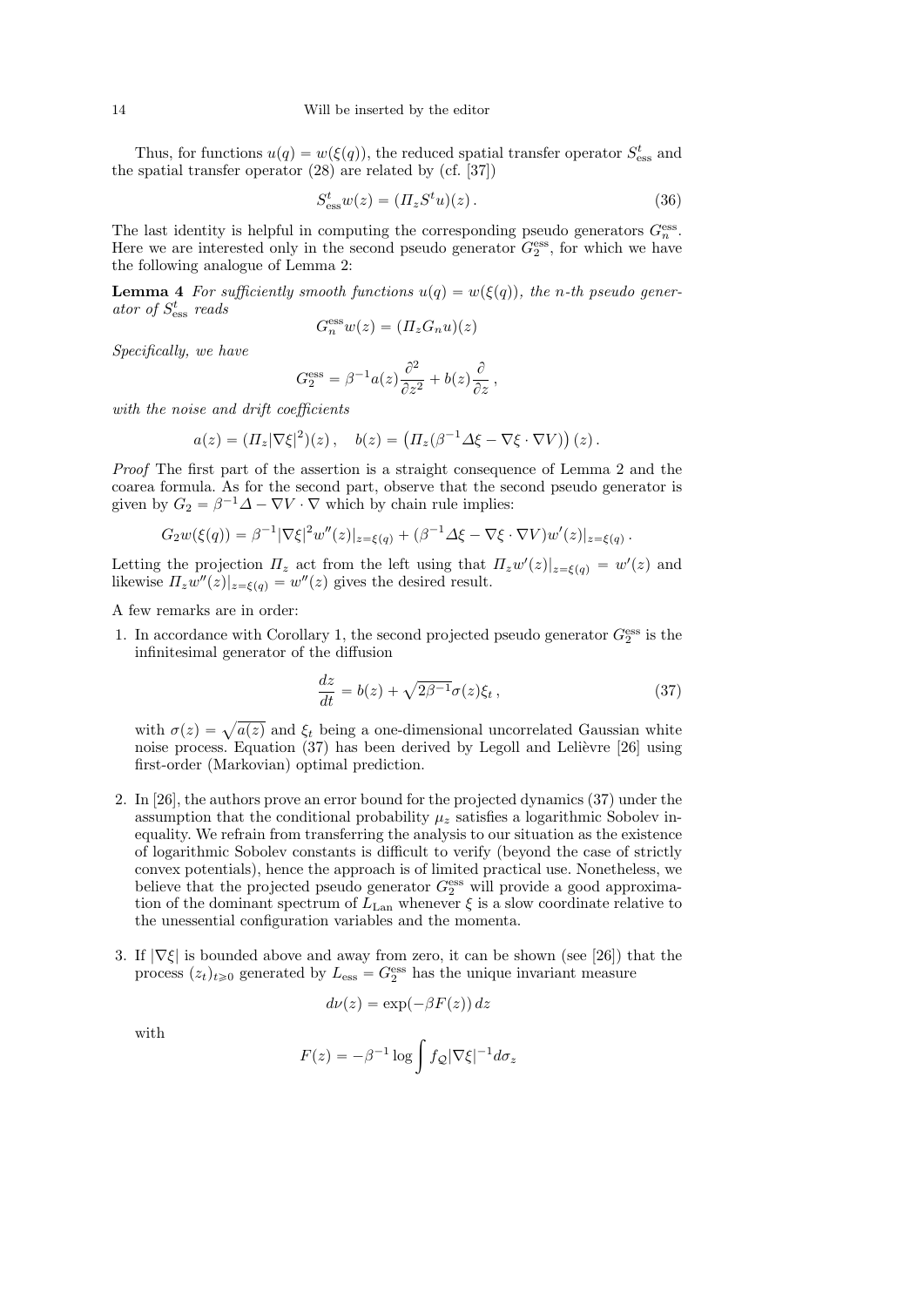Thus, for functions $u(q) = w(\xi(q))$, the reduced spatial transfer operator $S^t_{\rm ess}$ and the spatial transfer operator (28) are related by (cf. [37])

$$
S^t_{\rm ess} w(z) = (\Pi_z S^t u)(z)\,. \tag{36}
$$

The last identity is helpful in computing the corresponding pseudo generators $G^{\rm ess}_n$. Here we are interested only in the second pseudo generator $G^{\rm ess}_2$, for which we have the following analogue of Lemma 2:

**Lemma 4** *For sufficiently smooth functions $u(q) = w(\xi(q))$, the $n$-th pseudo generator of $S^t_{\rm ess}$ reads*

$$
G^{\rm ess}_n w(z) = (\Pi_z G_n u)(z)
$$

*Specifically, we have*

$$
G^{\rm ess}_2 = \beta^{-1} a(z) \frac{\partial^2}{\partial z^2} + b(z)\frac{\partial}{\partial z}\,,
$$

*with the noise and drift coefficients*

$$
a(z) = (\Pi_z |\nabla \xi|^2)(z)\,, \quad b(z) = \left(\Pi_z (\beta^{-1}\Delta\xi - \nabla\xi\cdot\nabla V)\right)(z)\,.
$$

*Proof* The first part of the assertion is a straight consequence of Lemma 2 and the coarea formula. As for the second part, observe that the second pseudo generator is given by $G_2 = \beta^{-1}\Delta - \nabla V\cdot\nabla$ which by chain rule implies:

$$
G_2 w(\xi(q)) = \beta^{-1}|\nabla\xi|^2 w''(z)|_{z=\xi(q)} + (\beta^{-1}\Delta\xi - \nabla\xi\cdot\nabla V) w'(z)|_{z=\xi(q)}\,.
$$

Letting the projection $\Pi_z$ act from the left using that $\Pi_z w'(z)|_{z=\xi(q)} = w'(z)$ and likewise $\Pi_z w''(z)|_{z=\xi(q)} = w''(z)$ gives the desired result.

A few remarks are in order:

1. In accordance with Corollary 1, the second projected pseudo generator $G^{\rm ess}_2$ is the infinitesimal generator of the diffusion

$$
\frac{dz}{dt} = b(z) + \sqrt{2\beta^{-1}}\sigma(z)\xi_t\,, \tag{37}
$$

   with $\sigma(z) = \sqrt{a(z)}$ and $\xi_t$ being a one-dimensional uncorrelated Gaussian white noise process. Equation (37) has been derived by Legoll and Lelièvre [26] using first-order (Markovian) optimal prediction.

2. In [26], the authors prove an error bound for the projected dynamics (37) under the assumption that the conditional probability $\mu_z$ satisfies a logarithmic Sobolev inequality. We refrain from transferring the analysis to our situation as the existence of logarithmic Sobolev constants is difficult to verify (beyond the case of strictly convex potentials), hence the approach is of limited practical use. Nonetheless, we believe that the projected pseudo generator $G^{\rm ess}_2$ will provide a good approximation of the dominant spectrum of $L_{\rm Lan}$ whenever $\xi$ is a slow coordinate relative to the unessential configuration variables and the momenta.

3. If $|\nabla\xi|$ is bounded above and away from zero, it can be shown (see [26]) that the process $(z_t)_{t\geqslant 0}$ generated by $L_{\rm ess} = G^{\rm ess}_2$ has the unique invariant measure

$$
d\nu(z) = \exp(-\beta F(z))\,dz
$$

   with

$$
F(z) = -\beta^{-1}\log\int f_{\mathcal{Q}}|\nabla\xi|^{-1} d\sigma_z
$$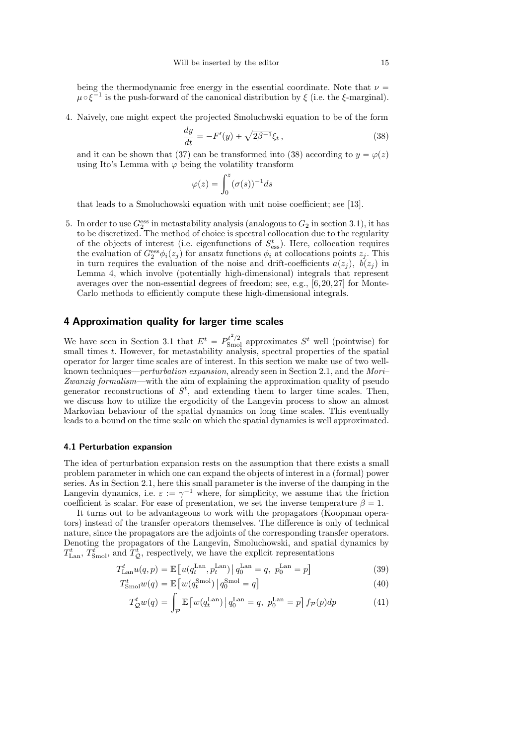being the thermodynamic free energy in the essential coordinate. Note that $\nu = \mu \circ \xi^{-1}$ is the push-forward of the canonical distribution by $\xi$ (i.e. the $\xi$-marginal).

4. Naively, one might expect the projected Smoluchwski equation to be of the form

$$\frac{dy}{dt} = -F'(y) + \sqrt{2\beta^{-1}}\xi_t\,, \tag{38}$$

and it can be shown that (37) can be transformed into (38) according to $y = \varphi(z)$ using Ito's Lemma with $\varphi$ being the volatility transform

$$\varphi(z) = \int_0^z (\sigma(s))^{-1} ds$$

that leads to a Smoluchowski equation with unit noise coefficient; see [13].

5. In order to use $G_2^{\mathrm{ess}}$ in metastability analysis (analogous to $G_2$ in section 3.1), it has to be discretized. The method of choice is spectral collocation due to the regularity of the objects of interest (i.e. eigenfunctions of $S^t_{\mathrm{ess}}$). Here, collocation requires the evaluation of $G_2^{\mathrm{ess}}\phi_i(z_j)$ for ansatz functions $\phi_i$ at collocations points $z_j$. This in turn requires the evaluation of the noise and drift-coefficients $a(z_j),\ b(z_j)$ in Lemma 4, which involve (potentially high-dimensional) integrals that represent averages over the non-essential degrees of freedom; see, e.g., [6,20,27] for Monte-Carlo methods to efficiently compute these high-dimensional integrals.

## 4 Approximation quality for larger time scales

We have seen in Section 3.1 that $E^t = P^{t^2/2}_{\mathrm{Smol}}$ approximates $S^t$ well (pointwise) for small times $t$. However, for metastability analysis, spectral properties of the spatial operator for larger time scales are of interest. In this section we make use of two well-known techniques—*perturbation expansion*, already seen in Section 2.1, and the *Mori–Zwanzig formalism*—with the aim of explaining the approximation quality of pseudo generator reconstructions of $S^t$, and extending them to larger time scales. Then, we discuss how to utilize the ergodicity of the Langevin process to show an almost Markovian behaviour of the spatial dynamics on long time scales. This eventually leads to a bound on the time scale on which the spatial dynamics is well approximated.

### 4.1 Perturbation expansion

The idea of perturbation expansion rests on the assumption that there exists a small problem parameter in which one can expand the objects of interest in a (formal) power series. As in Section 2.1, here this small parameter is the inverse of the damping in the Langevin dynamics, i.e. $\varepsilon := \gamma^{-1}$ where, for simplicity, we assume that the friction coefficient is scalar. For ease of presentation, we set the inverse temperature $\beta = 1$.

It turns out to be advantageous to work with the propagators (Koopman operators) instead of the transfer operators themselves. The difference is only of technical nature, since the propagators are the adjoints of the corresponding transfer operators. Denoting the propagators of the Langevin, Smoluchowski, and spatial dynamics by $T^t_{\mathrm{Lan}}$, $T^t_{\mathrm{Smol}}$, and $T^t_{\mathcal{Q}}$, respectively, we have the explicit representations

$$T^t_{\mathrm{Lan}} u(q,p) = \mathbb{E}\left[u(q^{\mathrm{Lan}}_t, p^{\mathrm{Lan}}_t)\,\middle|\, q^{\mathrm{Lan}}_0 = q,\ p^{\mathrm{Lan}}_0 = p\right] \tag{39}$$

$$T^t_{\mathrm{Smol}} w(q) = \mathbb{E}\left[w(q^{\mathrm{Smol}}_t)\,\middle|\, q^{\mathrm{Smol}}_0 = q\right] \tag{40}$$

$$T^t_{\mathcal{Q}} w(q) = \int_{\mathcal{P}} \mathbb{E}\left[w(q^{\mathrm{Lan}}_t)\,\middle|\, q^{\mathrm{Lan}}_0 = q,\ p^{\mathrm{Lan}}_0 = p\right] f_{\mathcal{P}}(p) dp \tag{41}$$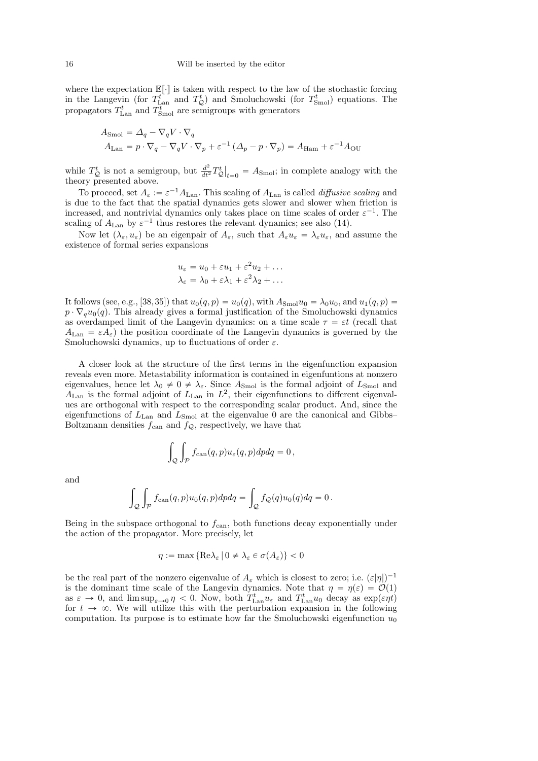where the expectation $\mathbb{E}[\cdot]$ is taken with respect to the law of the stochastic forcing in the Langevin (for $T^t_{\rm Lan}$ and $T^t_{\mathcal{Q}}$) and Smoluchowski (for $T^t_{\rm Smol}$) equations. The propagators $T^t_{\rm Lan}$ and $T^t_{\rm Smol}$ are semigroups with generators

$$
\begin{aligned}
A_{\rm Smol} &= \Delta_q - \nabla_q V \cdot \nabla_q \\
A_{\rm Lan} &= p \cdot \nabla_q - \nabla_q V \cdot \nabla_p + \varepsilon^{-1} \left( \Delta_p - p \cdot \nabla_p \right) = A_{\rm Ham} + \varepsilon^{-1} A_{\rm OU}
\end{aligned}
$$

while $T^t_{\mathcal{Q}}$ is not a semigroup, but $\frac{d^2}{dt^2} T^t_{\mathcal{Q}}\big|_{t=0} = A_{\rm Smol}$; in complete analogy with the theory presented above.

To proceed, set $A_\varepsilon := \varepsilon^{-1} A_{\rm Lan}$. This scaling of $A_{\rm Lan}$ is called *diffusive scaling* and is due to the fact that the spatial dynamics gets slower and slower when friction is increased, and nontrivial dynamics only takes place on time scales of order $\varepsilon^{-1}$. The scaling of $A_{\rm Lan}$ by $\varepsilon^{-1}$ thus restores the relevant dynamics; see also (14).

Now let $(\lambda_\varepsilon, u_\varepsilon)$ be an eigenpair of $A_\varepsilon$, such that $A_\varepsilon u_\varepsilon = \lambda_\varepsilon u_\varepsilon$, and assume the existence of formal series expansions

$$
\begin{aligned}
u_\varepsilon &= u_0 + \varepsilon u_1 + \varepsilon^2 u_2 + \ldots \\
\lambda_\varepsilon &= \lambda_0 + \varepsilon \lambda_1 + \varepsilon^2 \lambda_2 + \ldots
\end{aligned}
$$

It follows (see, e.g., [38, 35]) that $u_0(q,p) = u_0(q)$, with $A_{\rm Smol} u_0 = \lambda_0 u_0$, and $u_1(q,p) = p \cdot \nabla_q u_0(q)$. This already gives a formal justification of the Smoluchowski dynamics as overdamped limit of the Langevin dynamics: on a time scale $\tau = \varepsilon t$ (recall that $A_{\rm Lan} = \varepsilon A_\varepsilon$) the position coordinate of the Langevin dynamics is governed by the Smoluchowski dynamics, up to fluctuations of order $\varepsilon$.

A closer look at the structure of the first terms in the eigenfunction expansion reveals even more. Metastability information is contained in eigenfuntions at nonzero eigenvalues, hence let $\lambda_0 \neq 0 \neq \lambda_\varepsilon$. Since $A_{\rm Smol}$ is the formal adjoint of $L_{\rm Smol}$ and $A_{\rm Lan}$ is the formal adjoint of $L_{\rm Lan}$ in $L^2$, their eigenfunctions to different eigenvalues are orthogonal with respect to the corresponding scalar product. And, since the eigenfunctions of $L_{\rm Lan}$ and $L_{\rm Smol}$ at the eigenvalue 0 are the canonical and Gibbs–Boltzmann densities $f_{\rm can}$ and $f_{\mathcal{Q}}$, respectively, we have that

$$
\int_{\mathcal{Q}} \int_{\mathcal{P}} f_{\rm can}(q,p) u_\varepsilon(q,p) dp dq = 0 \,,
$$

and

$$
\int_{\mathcal{Q}} \int_{\mathcal{P}} f_{\rm can}(q,p) u_0(q,p) dp dq = \int_{\mathcal{Q}} f_{\mathcal{Q}}(q) u_0(q) dq = 0 \,.
$$

Being in the subspace orthogonal to $f_{\rm can}$, both functions decay exponentially under the action of the propagator. More precisely, let

$$
\eta := \max \left\{ {\rm Re} \lambda_\varepsilon \,|\, 0 \neq \lambda_\varepsilon \in \sigma(A_\varepsilon) \right\} < 0
$$

be the real part of the nonzero eigenvalue of $A_\varepsilon$ which is closest to zero; i.e. $(\varepsilon|\eta|)^{-1}$ is the dominant time scale of the Langevin dynamics. Note that $\eta = \eta(\varepsilon) = \mathcal{O}(1)$ as $\varepsilon \to 0$, and $\limsup_{\varepsilon \to 0} \eta < 0$. Now, both $T^t_{\rm Lan} u_\varepsilon$ and $T^t_{\rm Lan} u_0$ decay as $\exp(\varepsilon \eta t)$ for $t \to \infty$. We will utilize this with the perturbation expansion in the following computation. Its purpose is to estimate how far the Smoluchowski eigenfunction $u_0$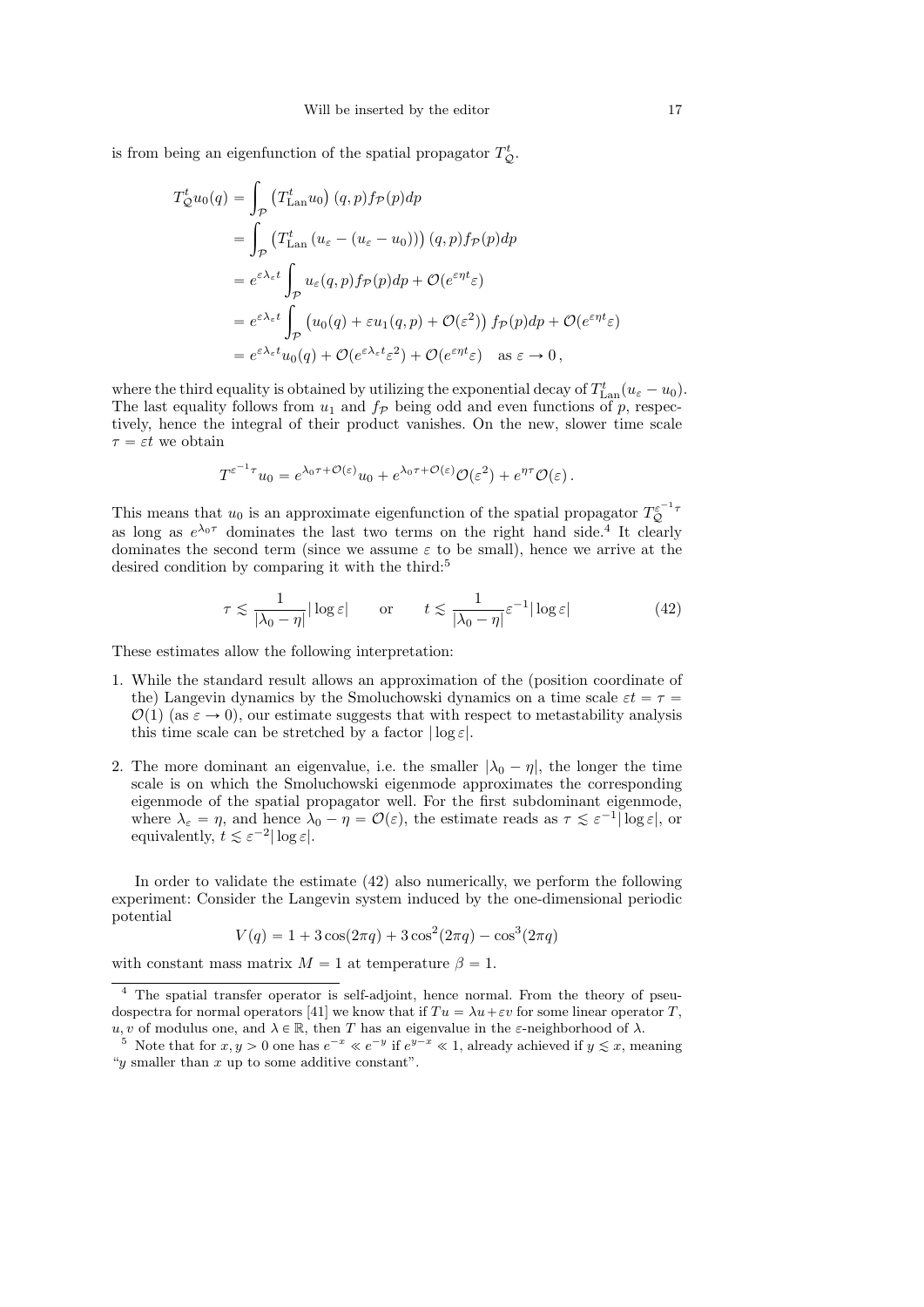is from being an eigenfunction of the spatial propagator $T^t_{\mathcal{Q}}$.

$$
\begin{aligned}
T^t_{\mathcal{Q}} u_0(q) &= \int_{\mathcal{P}} \left(T^t_{\mathrm{Lan}} u_0\right)(q,p) f_{\mathcal{P}}(p) dp \\
&= \int_{\mathcal{P}} \left(T^t_{\mathrm{Lan}} \left(u_\varepsilon - (u_\varepsilon - u_0)\right)\right)(q,p) f_{\mathcal{P}}(p) dp \\
&= e^{\varepsilon\lambda_\varepsilon t} \int_{\mathcal{P}} u_\varepsilon(q,p) f_{\mathcal{P}}(p) dp + \mathcal{O}(e^{\varepsilon\eta t}\varepsilon) \\
&= e^{\varepsilon\lambda_\varepsilon t} \int_{\mathcal{P}} \left(u_0(q) + \varepsilon u_1(q,p) + \mathcal{O}(\varepsilon^2)\right) f_{\mathcal{P}}(p) dp + \mathcal{O}(e^{\varepsilon\eta t}\varepsilon) \\
&= e^{\varepsilon\lambda_\varepsilon t} u_0(q) + \mathcal{O}(e^{\varepsilon\lambda_\varepsilon t}\varepsilon^2) + \mathcal{O}(e^{\varepsilon\eta t}\varepsilon) \quad \text{as } \varepsilon \to 0\,,
\end{aligned}
$$

where the third equality is obtained by utilizing the exponential decay of $T^t_{\mathrm{Lan}}(u_\varepsilon - u_0)$. The last equality follows from $u_1$ and $f_{\mathcal{P}}$ being odd and even functions of $p$, respectively, hence the integral of their product vanishes. On the new, slower time scale $\tau = \varepsilon t$ we obtain

$$
T^{\varepsilon^{-1}\tau} u_0 = e^{\lambda_0\tau + \mathcal{O}(\varepsilon)} u_0 + e^{\lambda_0\tau + \mathcal{O}(\varepsilon)} \mathcal{O}(\varepsilon^2) + e^{\eta\tau}\mathcal{O}(\varepsilon)\,.
$$

This means that $u_0$ is an approximate eigenfunction of the spatial propagator $T^{\varepsilon^{-1}\tau}_{\mathcal{Q}}$ as long as $e^{\lambda_0\tau}$ dominates the last two terms on the right hand side.[4] It clearly dominates the second term (since we assume $\varepsilon$ to be small), hence we arrive at the desired condition by comparing it with the third:[5]

$$
\tau \lesssim \frac{1}{|\lambda_0 - \eta|} |\log\varepsilon| \qquad \text{or} \qquad t \lesssim \frac{1}{|\lambda_0 - \eta|}\varepsilon^{-1}|\log\varepsilon| \tag{42}
$$

These estimates allow the following interpretation:

1. While the standard result allows an approximation of the (position coordinate of the) Langevin dynamics by the Smoluchowski dynamics on a time scale $\varepsilon t = \tau = \mathcal{O}(1)$ (as $\varepsilon \to 0$), our estimate suggests that with respect to metastability analysis this time scale can be stretched by a factor $|\log\varepsilon|$.
2. The more dominant an eigenvalue, i.e. the smaller $|\lambda_0 - \eta|$, the longer the time scale is on which the Smoluchowski eigenmode approximates the corresponding eigenmode of the spatial propagator well. For the first subdominant eigenmode, where $\lambda_\varepsilon = \eta$, and hence $\lambda_0 - \eta = \mathcal{O}(\varepsilon)$, the estimate reads as $\tau \lesssim \varepsilon^{-1}|\log\varepsilon|$, or equivalently, $t \lesssim \varepsilon^{-2}|\log\varepsilon|$.

In order to validate the estimate (42) also numerically, we perform the following experiment: Consider the Langevin system induced by the one-dimensional periodic potential

$$
V(q) = 1 + 3\cos(2\pi q) + 3\cos^2(2\pi q) - \cos^3(2\pi q)
$$

with constant mass matrix $M = 1$ at temperature $\beta = 1$.

---

[4] The spatial transfer operator is self-adjoint, hence normal. From the theory of pseudospectra for normal operators [41] we know that if $Tu = \lambda u + \varepsilon v$ for some linear operator $T$, $u, v$ of modulus one, and $\lambda \in \mathbb{R}$, then $T$ has an eigenvalue in the $\varepsilon$-neighborhood of $\lambda$.

[5] Note that for $x, y > 0$ one has $e^{-x} \ll e^{-y}$ if $e^{y-x} \ll 1$, already achieved if $y \lesssim x$, meaning "$y$ smaller than $x$ up to some additive constant".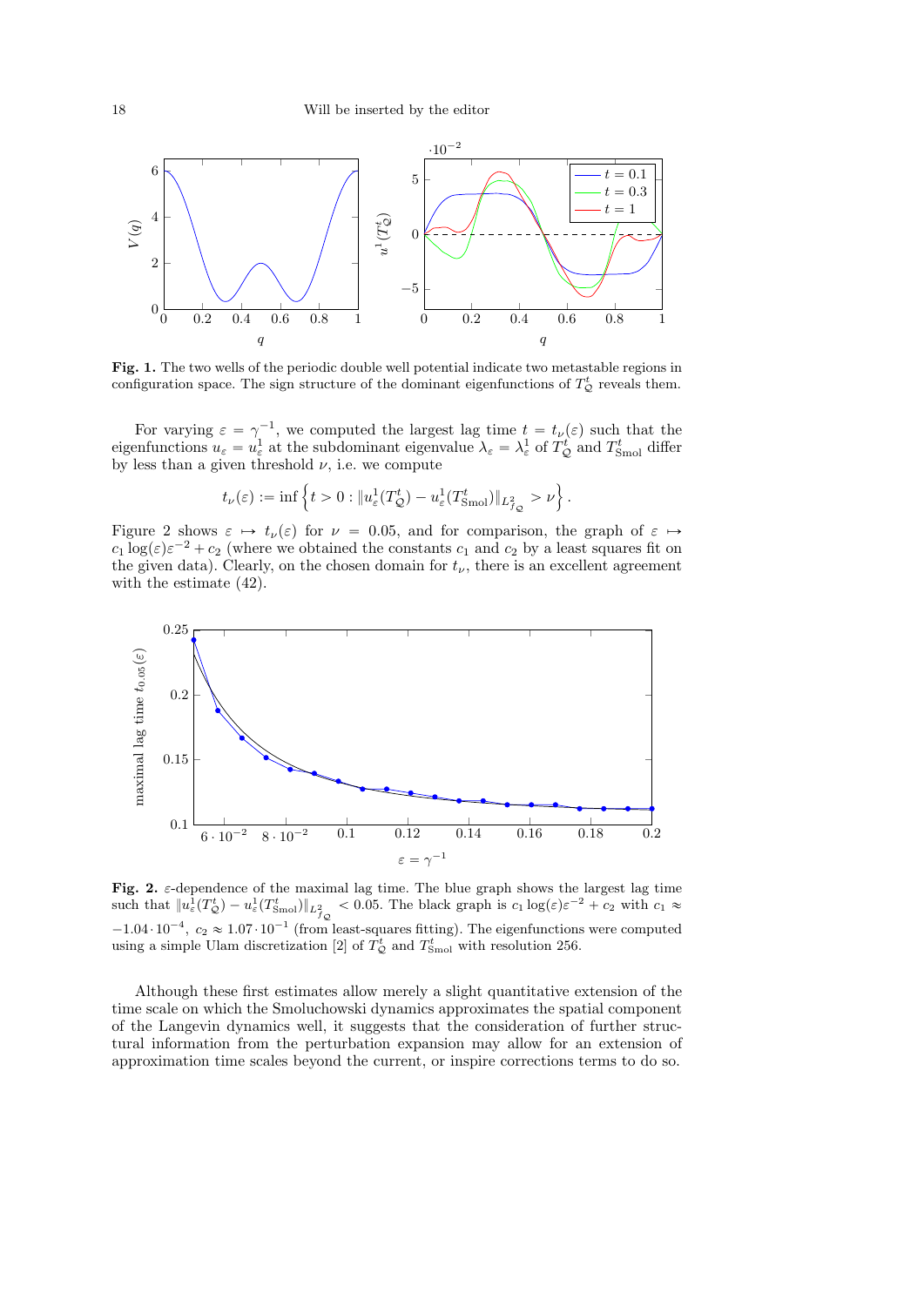**Fig. 1.** The two wells of the periodic double well potential indicate two metastable regions in configuration space. The sign structure of the dominant eigenfunctions of $T^t_{\mathcal{Q}}$ reveals them.

For varying $\varepsilon = \gamma^{-1}$, we computed the largest lag time $t = t_\nu(\varepsilon)$ such that the eigenfunctions $u_\varepsilon = u^1_\varepsilon$ at the subdominant eigenvalue $\lambda_\varepsilon = \lambda^1_\varepsilon$ of $T^t_{\mathcal{Q}}$ and $T^t_{\mathrm{Smol}}$ differ by less than a given threshold $\nu$, i.e. we compute

$$t_\nu(\varepsilon) := \inf\left\{ t > 0 : \| u^1_\varepsilon(T^t_{\mathcal{Q}}) - u^1_\varepsilon(T^t_{\mathrm{Smol}}) \|_{L^2_{\bar{f}_{\mathcal{Q}}}} > \nu \right\}.$$

Figure 2 shows $\varepsilon \mapsto t_\nu(\varepsilon)$ for $\nu = 0.05$, and for comparison, the graph of $\varepsilon \mapsto c_1 \log(\varepsilon)\varepsilon^{-2} + c_2$ (where we obtained the constants $c_1$ and $c_2$ by a least squares fit on the given data). Clearly, on the chosen domain for $t_\nu$, there is an excellent agreement with the estimate (42).

**Fig. 2.** $\varepsilon$-dependence of the maximal lag time. The blue graph shows the largest lag time such that $\| u^1_\varepsilon(T^t_{\mathcal{Q}}) - u^1_\varepsilon(T^t_{\mathrm{Smol}}) \|_{L^2_{\bar{f}_{\mathcal{Q}}}} < 0.05$. The black graph is $c_1 \log(\varepsilon)\varepsilon^{-2} + c_2$ with $c_1 \approx -1.04 \cdot 10^{-4}$, $c_2 \approx 1.07 \cdot 10^{-1}$ (from least-squares fitting). The eigenfunctions were computed using a simple Ulam discretization [2] of $T^t_{\mathcal{Q}}$ and $T^t_{\mathrm{Smol}}$ with resolution 256.

Although these first estimates allow merely a slight quantitative extension of the time scale on which the Smoluchowski dynamics approximates the spatial component of the Langevin dynamics well, it suggests that the consideration of further structural information from the perturbation expansion may allow for an extension of approximation time scales beyond the current, or inspire corrections terms to do so.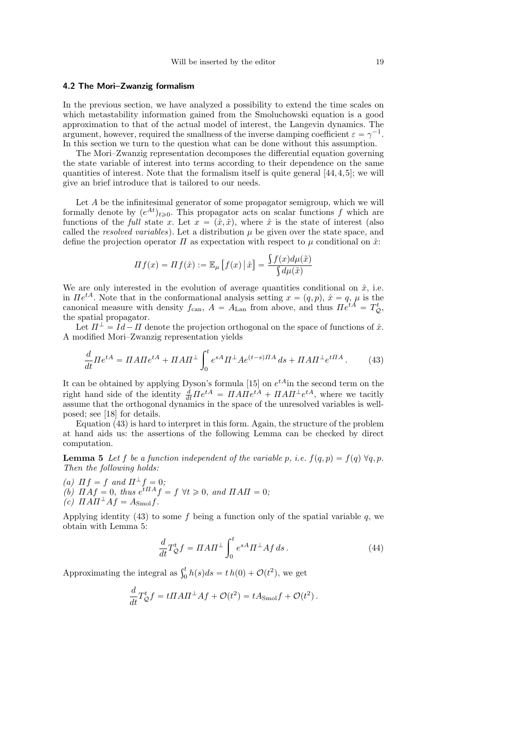### 4.2 The Mori–Zwanzig formalism

In the previous section, we have analyzed a possibility to extend the time scales on which metastability information gained from the Smoluchowski equation is a good approximation to that of the actual model of interest, the Langevin dynamics. The argument, however, required the smallness of the inverse damping coefficient $\varepsilon = \gamma^{-1}$. In this section we turn to the question what can be done without this assumption.

The Mori–Zwanzig representation decomposes the differential equation governing the state variable of interest into terms according to their dependence on the same quantities of interest. Note that the formalism itself is quite general [44, 4, 5]; we will give an brief introduce that is tailored to our needs.

Let $A$ be the infinitesimal generator of some propagator semigroup, which we will formally denote by $(e^{At})_{t\geqslant 0}$. This propagator acts on scalar functions $f$ which are functions of the *full* state $x$. Let $x = (\hat{x}, \tilde{x})$, where $\hat{x}$ is the state of interest (also called the *resolved variables*). Let a distribution $\mu$ be given over the state space, and define the projection operator $\Pi$ as expectation with respect to $\mu$ conditional on $\hat{x}$:

$$\Pi f(x) = \Pi f(\hat{x}) := \mathbb{E}_\mu\left[f(x)\,\middle|\,\hat{x}\right] = \frac{\int f(x) d\mu(\tilde{x})}{\int d\mu(\tilde{x})}$$

We are only interested in the evolution of average quantities conditional on $\hat{x}$, i.e. in $\Pi e^{tA}$. Note that in the conformational analysis setting $x = (q, p)$, $\hat{x} = q$, $\mu$ is the canonical measure with density $f_{\mathrm{can}}$, $A = A_{\mathrm{Lan}}$ from above, and thus $\Pi e^{tA} = T^t_{\mathcal{Q}}$, the spatial propagator.

Let $\Pi^\perp = Id - \Pi$ denote the projection orthogonal on the space of functions of $\hat{x}$. A modified Mori–Zwanzig representation yields

$$\frac{d}{dt}\Pi e^{tA} = \Pi A \Pi e^{tA} + \Pi A \Pi^\perp \int_0^t e^{sA} \Pi^\perp A e^{(t-s)\Pi A}\, ds + \Pi A \Pi^\perp e^{t\Pi A}\,. \tag{43}$$

It can be obtained by applying Dyson's formula [15] on $e^{tA}$in the second term on the right hand side of the identity $\frac{d}{dt}\Pi e^{tA} = \Pi A \Pi e^{tA} + \Pi A \Pi^\perp e^{tA}$, where we tacitly assume that the orthogonal dynamics in the space of the unresolved variables is well-posed; see [18] for details.

Equation (43) is hard to interpret in this form. Again, the structure of the problem at hand aids us: the assertions of the following Lemma can be checked by direct computation.

**Lemma 5** *Let $f$ be a function independent of the variable $p$, i.e. $f(q, p) = f(q)\ \forall q, p$. Then the following holds:*

*(a) $\Pi f = f$ and $\Pi^\perp f = 0$;*
*(b) $\Pi A f = 0$, thus $e^{t\Pi A} f = f\ \forall t \geqslant 0$, and $\Pi A \Pi = 0$;*
*(c) $\Pi A \Pi^\perp A f = A_{\mathrm{Smol}} f$.*

Applying identity (43) to some $f$ being a function only of the spatial variable $q$, we obtain with Lemma 5:

$$\frac{d}{dt} T^t_{\mathcal{Q}} f = \Pi A \Pi^\perp \int_0^t e^{sA} \Pi^\perp A f\, ds\,. \tag{44}$$

Approximating the integral as $\int_0^t h(s) ds = t\, h(0) + \mathcal{O}(t^2)$, we get

$$\frac{d}{dt} T^t_{\mathcal{Q}} f = t \Pi A \Pi^\perp A f + \mathcal{O}(t^2) = t A_{\mathrm{Smol}} f + \mathcal{O}(t^2)\,.$$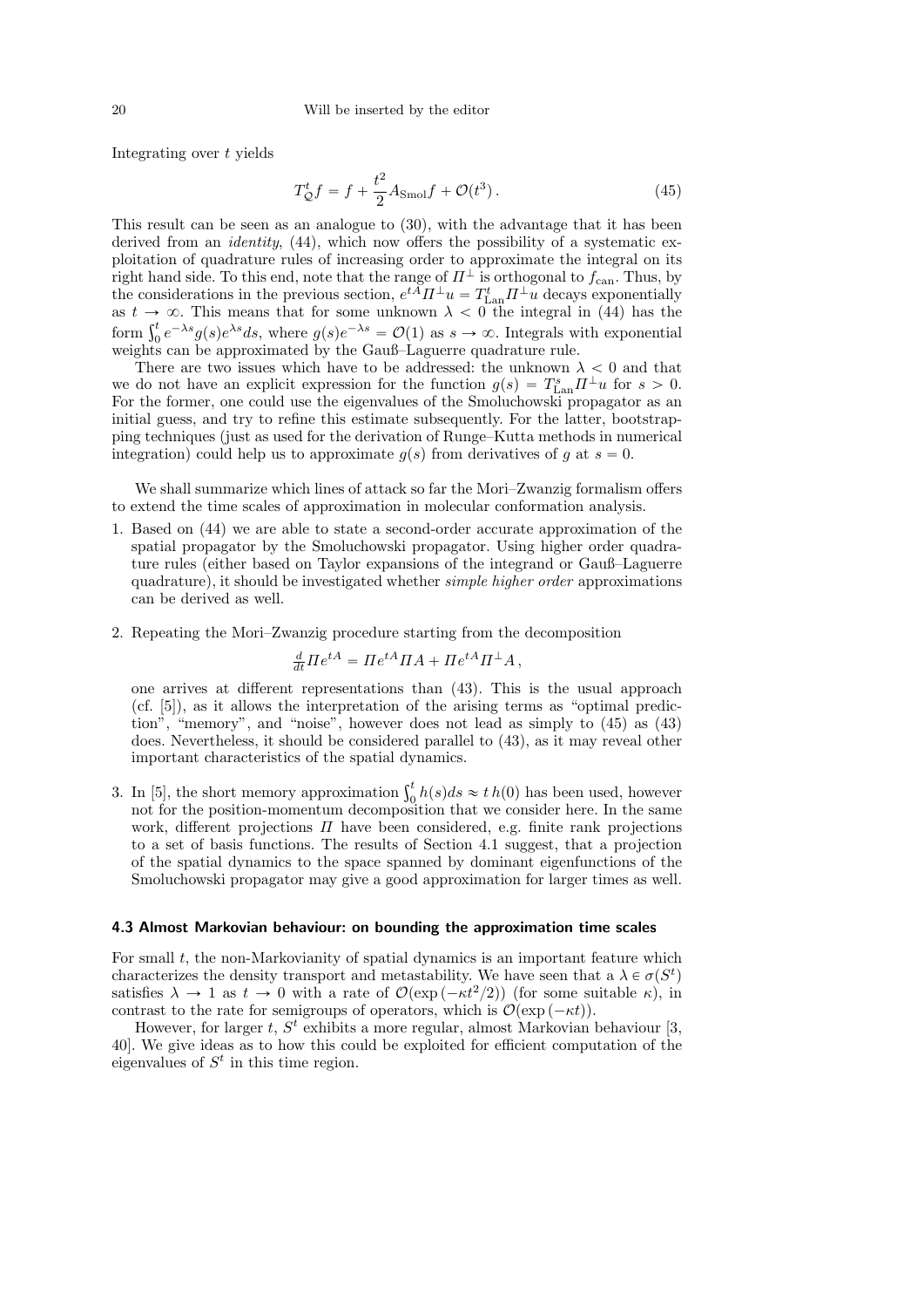Integrating over $t$ yields

$$T_{\mathcal{Q}}^t f = f + \frac{t^2}{2} A_{\text{Smol}} f + \mathcal{O}(t^3)\,. \tag{45}$$

This result can be seen as an analogue to (30), with the advantage that it has been derived from an *identity*, (44), which now offers the possibility of a systematic exploitation of quadrature rules of increasing order to approximate the integral on its right hand side. To this end, note that the range of $\Pi^\perp$ is orthogonal to $f_{\text{can}}$. Thus, by the considerations in the previous section, $e^{tA}\Pi^\perp u = T_{\text{Lan}}^t \Pi^\perp u$ decays exponentially as $t \to \infty$. This means that for some unknown $\lambda < 0$ the integral in (44) has the form $\int_0^t e^{-\lambda s} g(s) e^{\lambda s} ds$, where $g(s)e^{-\lambda s} = \mathcal{O}(1)$ as $s \to \infty$. Integrals with exponential weights can be approximated by the Gauß–Laguerre quadrature rule.

There are two issues which have to be addressed: the unknown $\lambda < 0$ and that we do not have an explicit expression for the function $g(s) = T_{\text{Lan}}^s \Pi^\perp u$ for $s > 0$. For the former, one could use the eigenvalues of the Smoluchowski propagator as an initial guess, and try to refine this estimate subsequently. For the latter, bootstrapping techniques (just as used for the derivation of Runge–Kutta methods in numerical integration) could help us to approximate $g(s)$ from derivatives of $g$ at $s = 0$.

We shall summarize which lines of attack so far the Mori–Zwanzig formalism offers to extend the time scales of approximation in molecular conformation analysis.

1. Based on (44) we are able to state a second-order accurate approximation of the spatial propagator by the Smoluchowski propagator. Using higher order quadrature rules (either based on Taylor expansions of the integrand or Gauß–Laguerre quadrature), it should be investigated whether *simple higher order* approximations can be derived as well.
2. Repeating the Mori–Zwanzig procedure starting from the decomposition

   $$\tfrac{d}{dt}\Pi e^{tA} = \Pi e^{tA}\Pi A + \Pi e^{tA}\Pi^\perp A\,,$$

   one arrives at different representations than (43). This is the usual approach (cf. [5]), as it allows the interpretation of the arising terms as "optimal prediction", "memory", and "noise", however does not lead as simply to (45) as (43) does. Nevertheless, it should be considered parallel to (43), as it may reveal other important characteristics of the spatial dynamics.
3. In [5], the short memory approximation $\int_0^t h(s)ds \approx t\,h(0)$ has been used, however not for the position-momentum decomposition that we consider here. In the same work, different projections $\Pi$ have been considered, e.g. finite rank projections to a set of basis functions. The results of Section 4.1 suggest, that a projection of the spatial dynamics to the space spanned by dominant eigenfunctions of the Smoluchowski propagator may give a good approximation for larger times as well.

### 4.3 Almost Markovian behaviour: on bounding the approximation time scales

For small $t$, the non-Markovianity of spatial dynamics is an important feature which characterizes the density transport and metastability. We have seen that a $\lambda \in \sigma(S^t)$ satisfies $\lambda \to 1$ as $t \to 0$ with a rate of $\mathcal{O}(\exp(-\kappa t^2/2))$ (for some suitable $\kappa$), in contrast to the rate for semigroups of operators, which is $\mathcal{O}(\exp(-\kappa t))$.

However, for larger $t$, $S^t$ exhibits a more regular, almost Markovian behaviour [3, 40]. We give ideas as to how this could be exploited for efficient computation of the eigenvalues of $S^t$ in this time region.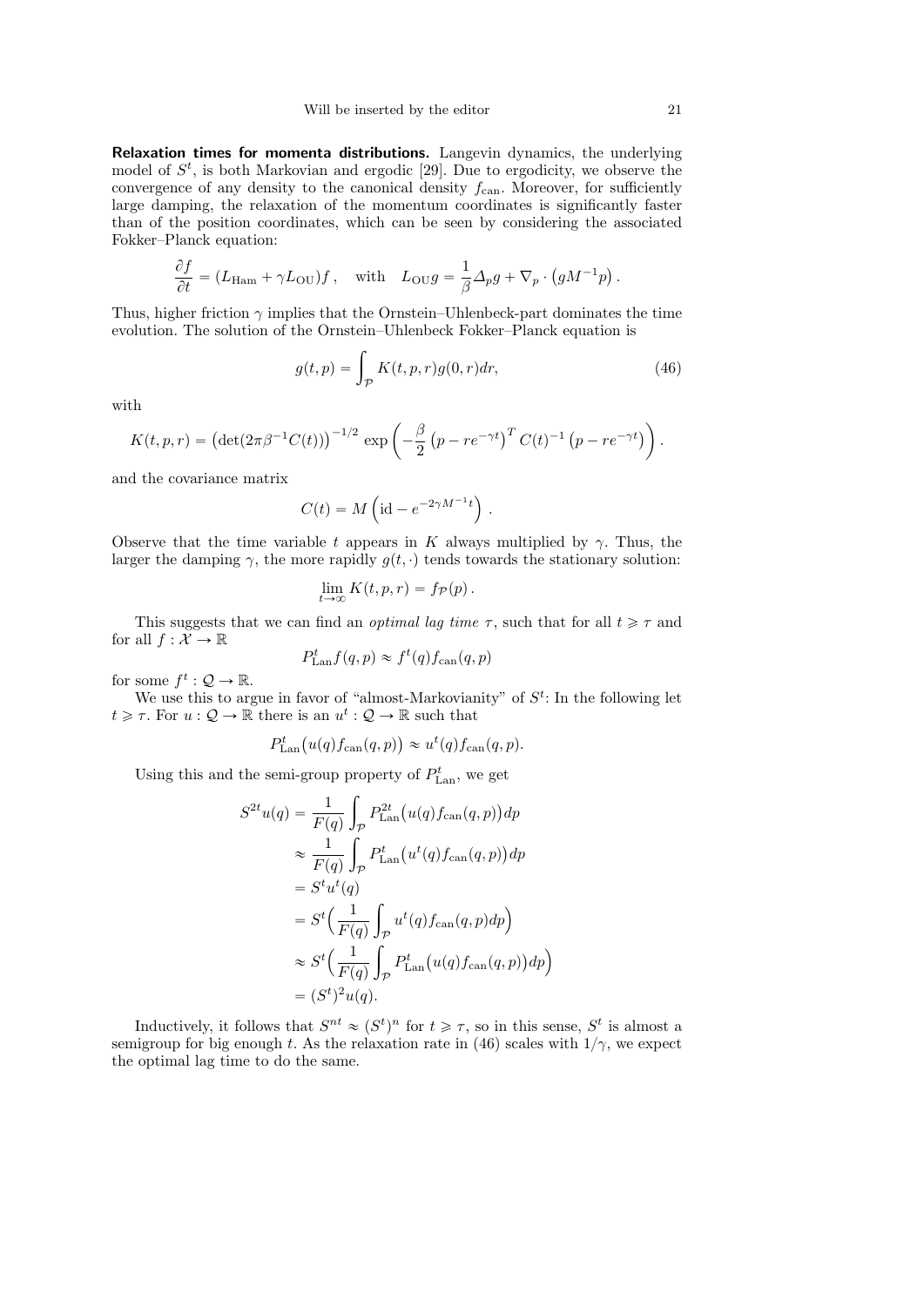**Relaxation times for momenta distributions.** Langevin dynamics, the underlying model of $S^t$, is both Markovian and ergodic [29]. Due to ergodicity, we observe the convergence of any density to the canonical density $f_{\text{can}}$. Moreover, for sufficiently large damping, the relaxation of the momentum coordinates is significantly faster than of the position coordinates, which can be seen by considering the associated Fokker–Planck equation:

$$\frac{\partial f}{\partial t} = (L_{\text{Ham}} + \gamma L_{\text{OU}})f\,, \quad \text{with} \quad L_{\text{OU}}g = \frac{1}{\beta}\Delta_p g + \nabla_p \cdot \left(g M^{-1} p\right).$$

Thus, higher friction $\gamma$ implies that the Ornstein–Uhlenbeck-part dominates the time evolution. The solution of the Ornstein–Uhlenbeck Fokker–Planck equation is

$$g(t,p) = \int_{\mathcal{P}} K(t,p,r) g(0,r) dr, \tag{46}$$

with

$$K(t,p,r) = \left(\det(2\pi\beta^{-1}C(t))\right)^{-1/2} \exp\left(-\frac{\beta}{2}\left(p - re^{-\gamma t}\right)^T C(t)^{-1}\left(p - re^{-\gamma t}\right)\right).$$

and the covariance matrix

$$C(t) = M\left(\text{id} - e^{-2\gamma M^{-1} t}\right).$$

Observe that the time variable $t$ appears in $K$ always multiplied by $\gamma$. Thus, the larger the damping $\gamma$, the more rapidly $g(t,\cdot)$ tends towards the stationary solution:

$$\lim_{t\to\infty} K(t,p,r) = f_{\mathcal{P}}(p).$$

This suggests that we can find an *optimal lag time* $\tau$, such that for all $t \geqslant \tau$ and for all $f : \mathcal{X} \to \mathbb{R}$

$$P^t_{\text{Lan}} f(q,p) \approx f^t(q) f_{\text{can}}(q,p)$$

for some $f^t : \mathcal{Q} \to \mathbb{R}$.

We use this to argue in favor of "almost-Markovianity" of $S^t$: In the following let $t \geqslant \tau$. For $u : \mathcal{Q} \to \mathbb{R}$ there is an $u^t : \mathcal{Q} \to \mathbb{R}$ such that

$$P^t_{\text{Lan}}\big(u(q) f_{\text{can}}(q,p)\big) \approx u^t(q) f_{\text{can}}(q,p).$$

Using this and the semi-group property of $P^t_{\text{Lan}}$, we get

$$\begin{aligned}
S^{2t}u(q) &= \frac{1}{F(q)} \int_{\mathcal{P}} P^{2t}_{\text{Lan}}\big(u(q) f_{\text{can}}(q,p)\big) dp \\
&\approx \frac{1}{F(q)} \int_{\mathcal{P}} P^t_{\text{Lan}}\big(u^t(q) f_{\text{can}}(q,p)\big) dp \\
&= S^t u^t(q) \\
&= S^t\Big(\frac{1}{F(q)} \int_{\mathcal{P}} u^t(q) f_{\text{can}}(q,p) dp\Big) \\
&\approx S^t\Big(\frac{1}{F(q)} \int_{\mathcal{P}} P^t_{\text{Lan}}\big(u(q) f_{\text{can}}(q,p)\big) dp\Big) \\
&= (S^t)^2 u(q).
\end{aligned}$$

Inductively, it follows that $S^{nt} \approx (S^t)^n$ for $t \geqslant \tau$, so in this sense, $S^t$ is almost a semigroup for big enough $t$. As the relaxation rate in (46) scales with $1/\gamma$, we expect the optimal lag time to do the same.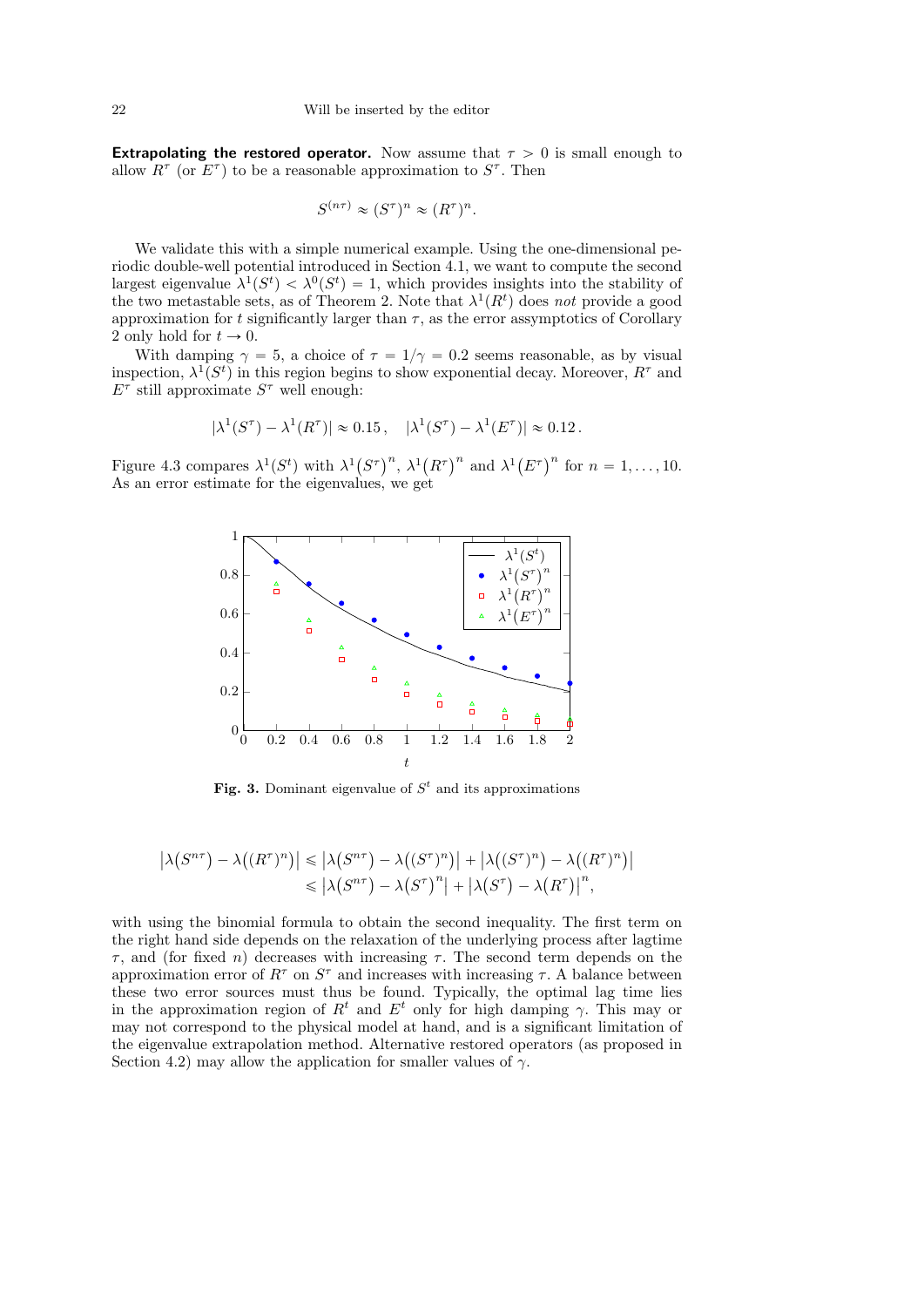**Extrapolating the restored operator.** Now assume that $\tau > 0$ is small enough to allow $R^\tau$ (or $E^\tau$) to be a reasonable approximation to $S^\tau$. Then

$$S^{(n\tau)} \approx (S^\tau)^n \approx (R^\tau)^n.$$

We validate this with a simple numerical example. Using the one-dimensional periodic double-well potential introduced in Section 4.1, we want to compute the second largest eigenvalue $\lambda^1(S^t) < \lambda^0(S^t) = 1$, which provides insights into the stability of the two metastable sets, as of Theorem 2. Note that $\lambda^1(R^t)$ does *not* provide a good approximation for $t$ significantly larger than $\tau$, as the error assymptotics of Corollary 2 only hold for $t \to 0$.

With damping $\gamma = 5$, a choice of $\tau = 1/\gamma = 0.2$ seems reasonable, as by visual inspection, $\lambda^1(S^t)$ in this region begins to show exponential decay. Moreover, $R^\tau$ and $E^\tau$ still approximate $S^\tau$ well enough:

$$|\lambda^1(S^\tau) - \lambda^1(R^\tau)| \approx 0.15\,, \quad |\lambda^1(S^\tau) - \lambda^1(E^\tau)| \approx 0.12\,.$$

Figure 4.3 compares $\lambda^1(S^t)$ with $\lambda^1\big(S^\tau\big)^n$, $\lambda^1\big(R^\tau\big)^n$ and $\lambda^1\big(E^\tau\big)^n$ for $n = 1, \ldots, 10$. As an error estimate for the eigenvalues, we get

**Fig. 3.** Dominant eigenvalue of $S^t$ and its approximations

$$\begin{aligned}\big|\lambda\big(S^{n\tau}\big) - \lambda\big((R^\tau)^n\big)\big| &\leqslant \big|\lambda\big(S^{n\tau}\big) - \lambda\big((S^\tau)^n\big)\big| + \big|\lambda\big((S^\tau)^n\big) - \lambda\big((R^\tau)^n\big)\big| \\ &\leqslant \big|\lambda\big(S^{n\tau}\big) - \lambda\big(S^\tau\big)^n\big| + \big|\lambda\big(S^\tau\big) - \lambda\big(R^\tau\big)\big|^n,\end{aligned}$$

with using the binomial formula to obtain the second inequality. The first term on the right hand side depends on the relaxation of the underlying process after lagtime $\tau$, and (for fixed $n$) decreases with increasing $\tau$. The second term depends on the approximation error of $R^\tau$ on $S^\tau$ and increases with increasing $\tau$. A balance between these two error sources must thus be found. Typically, the optimal lag time lies in the approximation region of $R^t$ and $E^t$ only for high damping $\gamma$. This may or may not correspond to the physical model at hand, and is a significant limitation of the eigenvalue extrapolation method. Alternative restored operators (as proposed in Section 4.2) may allow the application for smaller values of $\gamma$.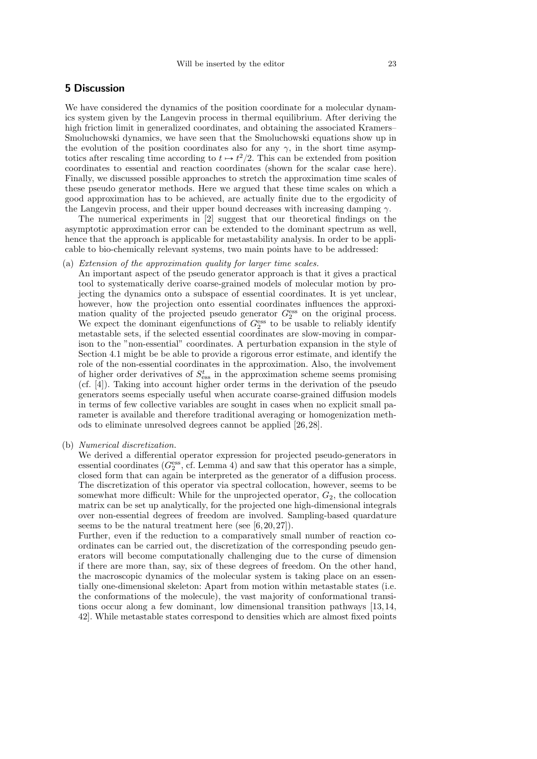## 5 Discussion

We have considered the dynamics of the position coordinate for a molecular dynamics system given by the Langevin process in thermal equilibrium. After deriving the high friction limit in generalized coordinates, and obtaining the associated Kramers–Smoluchowski dynamics, we have seen that the Smoluchowski equations show up in the evolution of the position coordinates also for any $\gamma$, in the short time asymptotics after rescaling time according to $t \mapsto t^2/2$. This can be extended from position coordinates to essential and reaction coordinates (shown for the scalar case here). Finally, we discussed possible approaches to stretch the approximation time scales of these pseudo generator methods. Here we argued that these time scales on which a good approximation has to be achieved, are actually finite due to the ergodicity of the Langevin process, and their upper bound decreases with increasing damping $\gamma$.

The numerical experiments in [2] suggest that our theoretical findings on the asymptotic approximation error can be extended to the dominant spectrum as well, hence that the approach is applicable for metastability analysis. In order to be applicable to bio-chemically relevant systems, two main points have to be addressed:

(a) *Extension of the approximation quality for larger time scales.*
An important aspect of the pseudo generator approach is that it gives a practical tool to systematically derive coarse-grained models of molecular motion by projecting the dynamics onto a subspace of essential coordinates. It is yet unclear, however, how the projection onto essential coordinates influences the approximation quality of the projected pseudo generator $G_2^{\mathrm{ess}}$ on the original process. We expect the dominant eigenfunctions of $G_2^{\mathrm{ess}}$ to be usable to reliably identify metastable sets, if the selected essential coordinates are slow-moving in comparison to the "non-essential" coordinates. A perturbation expansion in the style of Section 4.1 might be be able to provide a rigorous error estimate, and identify the role of the non-essential coordinates in the approximation. Also, the involvement of higher order derivatives of $S_{\mathrm{ess}}^t$ in the approximation scheme seems promising (cf. [4]). Taking into account higher order terms in the derivation of the pseudo generators seems especially useful when accurate coarse-grained diffusion models in terms of few collective variables are sought in cases when no explicit small parameter is available and therefore traditional averaging or homogenization methods to eliminate unresolved degrees cannot be applied [26,28].

(b) *Numerical discretization.*
We derived a differential operator expression for projected pseudo-generators in essential coordinates ($G_2^{\mathrm{ess}}$, cf. Lemma 4) and saw that this operator has a simple, closed form that can again be interpreted as the generator of a diffusion process. The discretization of this operator via spectral collocation, however, seems to be somewhat more difficult: While for the unprojected operator, $G_2$, the collocation matrix can be set up analytically, for the projected one high-dimensional integrals over non-essential degrees of freedom are involved. Sampling-based quardature seems to be the natural treatment here (see [6,20,27]).
Further, even if the reduction to a comparatively small number of reaction coordinates can be carried out, the discretization of the corresponding pseudo generators will become computationally challenging due to the curse of dimension if there are more than, say, six of these degrees of freedom. On the other hand, the macroscopic dynamics of the molecular system is taking place on an essentially one-dimensional skeleton: Apart from motion within metastable states (i.e. the conformations of the molecule), the vast majority of conformational transitions occur along a few dominant, low dimensional transition pathways [13,14, 42]. While metastable states correspond to densities which are almost fixed points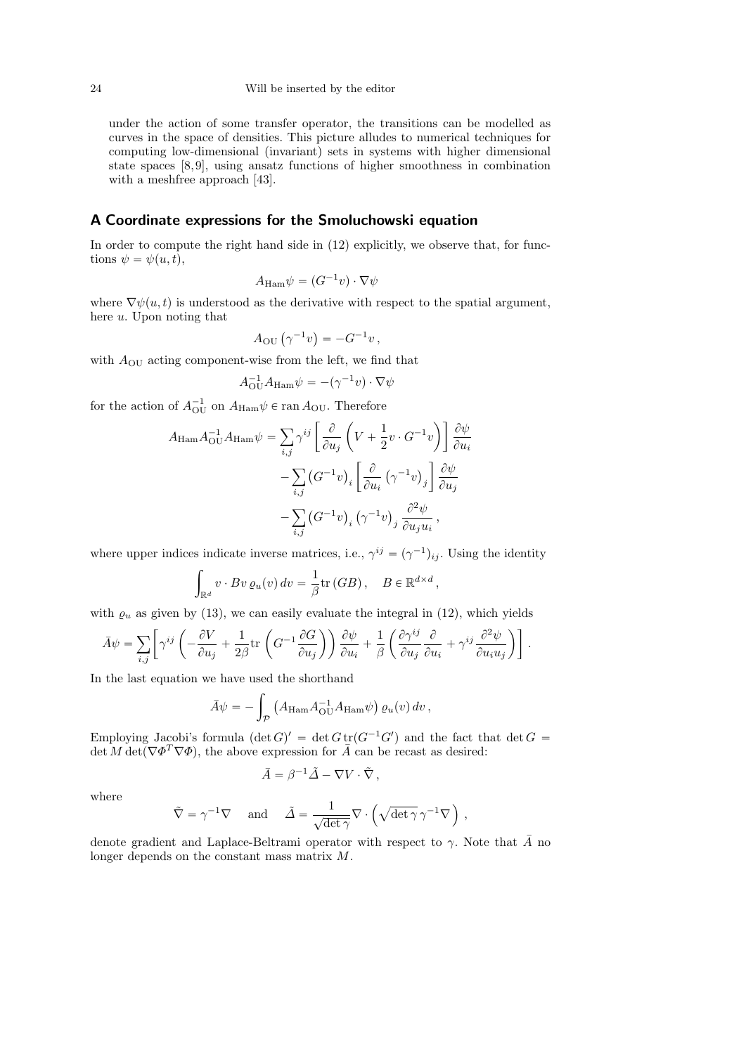under the action of some transfer operator, the transitions can be modelled as curves in the space of densities. This picture alludes to numerical techniques for computing low-dimensional (invariant) sets in systems with higher dimensional state spaces [8,9], using ansatz functions of higher smoothness in combination with a meshfree approach [43].

## A Coordinate expressions for the Smoluchowski equation

In order to compute the right hand side in (12) explicitly, we observe that, for functions $\psi = \psi(u,t)$,

$$A_{\mathrm{Ham}}\psi = (G^{-1}v)\cdot\nabla\psi$$

where $\nabla\psi(u,t)$ is understood as the derivative with respect to the spatial argument, here $u$. Upon noting that

$$A_{\mathrm{OU}}\left(\gamma^{-1}v\right) = -G^{-1}v\,,$$

with $A_{\mathrm{OU}}$ acting component-wise from the left, we find that

$$A_{\mathrm{OU}}^{-1}A_{\mathrm{Ham}}\psi = -(\gamma^{-1}v)\cdot\nabla\psi$$

for the action of $A_{\mathrm{OU}}^{-1}$ on $A_{\mathrm{Ham}}\psi \in \operatorname{ran} A_{\mathrm{OU}}$. Therefore

$$\begin{aligned}
A_{\mathrm{Ham}}A_{\mathrm{OU}}^{-1}A_{\mathrm{Ham}}\psi = & \sum_{i,j}\gamma^{ij}\left[\frac{\partial}{\partial u_j}\left(V+\frac{1}{2}v\cdot G^{-1}v\right)\right]\frac{\partial\psi}{\partial u_i}\\
& -\sum_{i,j}\left(G^{-1}v\right)_i\left[\frac{\partial}{\partial u_i}\left(\gamma^{-1}v\right)_j\right]\frac{\partial\psi}{\partial u_j}\\
& -\sum_{i,j}\left(G^{-1}v\right)_i\left(\gamma^{-1}v\right)_j\frac{\partial^2\psi}{\partial u_j u_i}\,,
\end{aligned}$$

where upper indices indicate inverse matrices, i.e., $\gamma^{ij} = (\gamma^{-1})_{ij}$. Using the identity

$$\int_{\mathbb{R}^d} v\cdot Bv\,\varrho_u(v)\,dv = \frac{1}{\beta}\mathrm{tr}\,(GB)\,,\quad B\in\mathbb{R}^{d\times d}\,,$$

with $\varrho_u$ as given by (13), we can easily evaluate the integral in (12), which yields

$$\bar{A}\psi = \sum_{i,j}\left[\gamma^{ij}\left(-\frac{\partial V}{\partial u_j}+\frac{1}{2\beta}\mathrm{tr}\left(G^{-1}\frac{\partial G}{\partial u_j}\right)\right)\frac{\partial\psi}{\partial u_i}+\frac{1}{\beta}\left(\frac{\partial\gamma^{ij}}{\partial u_j}\frac{\partial}{\partial u_i}+\gamma^{ij}\frac{\partial^2\psi}{\partial u_i u_j}\right)\right].$$

In the last equation we have used the shorthand

$$\bar{A}\psi = -\int_{\mathcal{P}}\left(A_{\mathrm{Ham}}A_{\mathrm{OU}}^{-1}A_{\mathrm{Ham}}\psi\right)\varrho_u(v)\,dv\,,$$

Employing Jacobi's formula $(\det G)' = \det G\,\mathrm{tr}(G^{-1}G')$ and the fact that $\det G = \det M\det(\nabla\Phi^T\nabla\Phi)$, the above expression for $\bar{A}$ can be recast as desired:

$$\bar{A} = \beta^{-1}\tilde{\Delta} - \nabla V\cdot\tilde{\nabla}\,,$$

where

$$\tilde{\nabla} = \gamma^{-1}\nabla \quad\text{ and }\quad \tilde{\Delta} = \frac{1}{\sqrt{\det\gamma}}\nabla\cdot\left(\sqrt{\det\gamma}\,\gamma^{-1}\nabla\right)\,,$$

denote gradient and Laplace-Beltrami operator with respect to $\gamma$. Note that $\bar{A}$ no longer depends on the constant mass matrix $M$.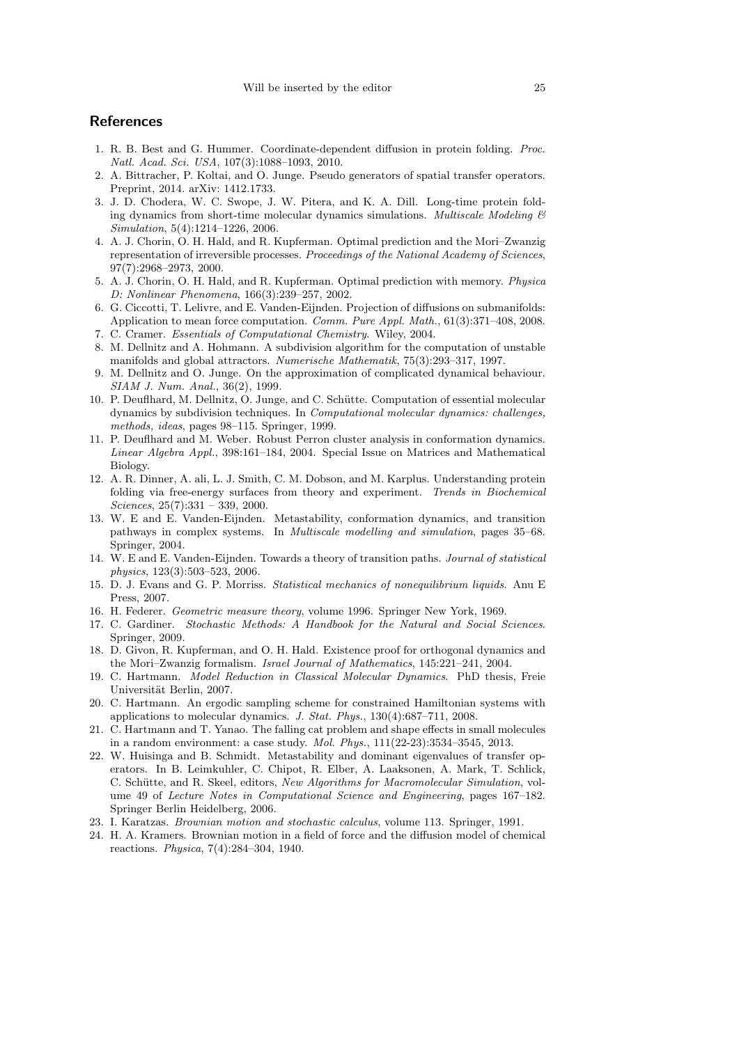## References

1. R. B. Best and G. Hummer. Coordinate-dependent diffusion in protein folding. *Proc. Natl. Acad. Sci. USA*, 107(3):1088–1093, 2010.
2. A. Bittracher, P. Koltai, and O. Junge. Pseudo generators of spatial transfer operators. Preprint, 2014. arXiv: 1412.1733.
3. J. D. Chodera, W. C. Swope, J. W. Pitera, and K. A. Dill. Long-time protein folding dynamics from short-time molecular dynamics simulations. *Multiscale Modeling & Simulation*, 5(4):1214–1226, 2006.
4. A. J. Chorin, O. H. Hald, and R. Kupferman. Optimal prediction and the Mori–Zwanzig representation of irreversible processes. *Proceedings of the National Academy of Sciences*, 97(7):2968–2973, 2000.
5. A. J. Chorin, O. H. Hald, and R. Kupferman. Optimal prediction with memory. *Physica D: Nonlinear Phenomena*, 166(3):239–257, 2002.
6. G. Ciccotti, T. Lelivre, and E. Vanden-Eijnden. Projection of diffusions on submanifolds: Application to mean force computation. *Comm. Pure Appl. Math.*, 61(3):371–408, 2008.
7. C. Cramer. *Essentials of Computational Chemistry*. Wiley, 2004.
8. M. Dellnitz and A. Hohmann. A subdivision algorithm for the computation of unstable manifolds and global attractors. *Numerische Mathematik*, 75(3):293–317, 1997.
9. M. Dellnitz and O. Junge. On the approximation of complicated dynamical behaviour. *SIAM J. Num. Anal.*, 36(2), 1999.
10. P. Deuflhard, M. Dellnitz, O. Junge, and C. Schütte. Computation of essential molecular dynamics by subdivision techniques. In *Computational molecular dynamics: challenges, methods, ideas*, pages 98–115. Springer, 1999.
11. P. Deuflhard and M. Weber. Robust Perron cluster analysis in conformation dynamics. *Linear Algebra Appl.*, 398:161–184, 2004. Special Issue on Matrices and Mathematical Biology.
12. A. R. Dinner, A. ali, L. J. Smith, C. M. Dobson, and M. Karplus. Understanding protein folding via free-energy surfaces from theory and experiment. *Trends in Biochemical Sciences*, 25(7):331 – 339, 2000.
13. W. E and E. Vanden-Eijnden. Metastability, conformation dynamics, and transition pathways in complex systems. In *Multiscale modelling and simulation*, pages 35–68. Springer, 2004.
14. W. E and E. Vanden-Eijnden. Towards a theory of transition paths. *Journal of statistical physics*, 123(3):503–523, 2006.
15. D. J. Evans and G. P. Morriss. *Statistical mechanics of nonequilibrium liquids*. Anu E Press, 2007.
16. H. Federer. *Geometric measure theory*, volume 1996. Springer New York, 1969.
17. C. Gardiner. *Stochastic Methods: A Handbook for the Natural and Social Sciences*. Springer, 2009.
18. D. Givon, R. Kupferman, and O. H. Hald. Existence proof for orthogonal dynamics and the Mori–Zwanzig formalism. *Israel Journal of Mathematics*, 145:221–241, 2004.
19. C. Hartmann. *Model Reduction in Classical Molecular Dynamics*. PhD thesis, Freie Universität Berlin, 2007.
20. C. Hartmann. An ergodic sampling scheme for constrained Hamiltonian systems with applications to molecular dynamics. *J. Stat. Phys.*, 130(4):687–711, 2008.
21. C. Hartmann and T. Yanao. The falling cat problem and shape effects in small molecules in a random environment: a case study. *Mol. Phys.*, 111(22-23):3534–3545, 2013.
22. W. Huisinga and B. Schmidt. Metastability and dominant eigenvalues of transfer operators. In B. Leimkuhler, C. Chipot, R. Elber, A. Laaksonen, A. Mark, T. Schlick, C. Schütte, and R. Skeel, editors, *New Algorithms for Macromolecular Simulation*, volume 49 of *Lecture Notes in Computational Science and Engineering*, pages 167–182. Springer Berlin Heidelberg, 2006.
23. I. Karatzas. *Brownian motion and stochastic calculus*, volume 113. Springer, 1991.
24. H. A. Kramers. Brownian motion in a field of force and the diffusion model of chemical reactions. *Physica*, 7(4):284–304, 1940.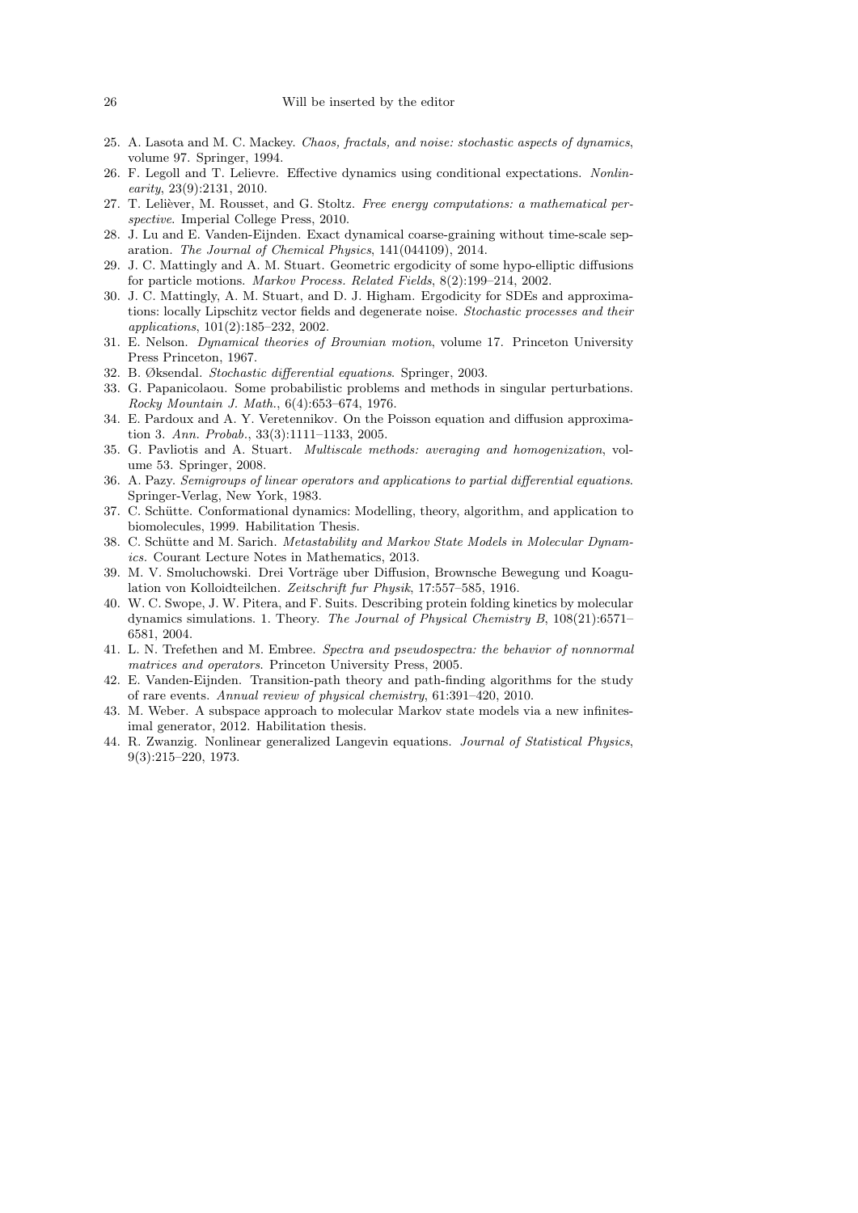25. A. Lasota and M. C. Mackey. *Chaos, fractals, and noise: stochastic aspects of dynamics*, volume 97. Springer, 1994.
26. F. Legoll and T. Lelievre. Effective dynamics using conditional expectations. *Nonlinearity*, 23(9):2131, 2010.
27. T. Lelièver, M. Rousset, and G. Stoltz. *Free energy computations: a mathematical perspective*. Imperial College Press, 2010.
28. J. Lu and E. Vanden-Eijnden. Exact dynamical coarse-graining without time-scale separation. *The Journal of Chemical Physics*, 141(044109), 2014.
29. J. C. Mattingly and A. M. Stuart. Geometric ergodicity of some hypo-elliptic diffusions for particle motions. *Markov Process. Related Fields*, 8(2):199–214, 2002.
30. J. C. Mattingly, A. M. Stuart, and D. J. Higham. Ergodicity for SDEs and approximations: locally Lipschitz vector fields and degenerate noise. *Stochastic processes and their applications*, 101(2):185–232, 2002.
31. E. Nelson. *Dynamical theories of Brownian motion*, volume 17. Princeton University Press Princeton, 1967.
32. B. Øksendal. *Stochastic differential equations*. Springer, 2003.
33. G. Papanicolaou. Some probabilistic problems and methods in singular perturbations. *Rocky Mountain J. Math.*, 6(4):653–674, 1976.
34. E. Pardoux and A. Y. Veretennikov. On the Poisson equation and diffusion approximation 3. *Ann. Probab.*, 33(3):1111–1133, 2005.
35. G. Pavliotis and A. Stuart. *Multiscale methods: averaging and homogenization*, volume 53. Springer, 2008.
36. A. Pazy. *Semigroups of linear operators and applications to partial differential equations*. Springer-Verlag, New York, 1983.
37. C. Schütte. Conformational dynamics: Modelling, theory, algorithm, and application to biomolecules, 1999. Habilitation Thesis.
38. C. Schütte and M. Sarich. *Metastability and Markov State Models in Molecular Dynamics*. Courant Lecture Notes in Mathematics, 2013.
39. M. V. Smoluchowski. Drei Vorträge uber Diffusion, Brownsche Bewegung und Koagulation von Kolloidteilchen. *Zeitschrift fur Physik*, 17:557–585, 1916.
40. W. C. Swope, J. W. Pitera, and F. Suits. Describing protein folding kinetics by molecular dynamics simulations. 1. Theory. *The Journal of Physical Chemistry B*, 108(21):6571–6581, 2004.
41. L. N. Trefethen and M. Embree. *Spectra and pseudospectra: the behavior of nonnormal matrices and operators*. Princeton University Press, 2005.
42. E. Vanden-Eijnden. Transition-path theory and path-finding algorithms for the study of rare events. *Annual review of physical chemistry*, 61:391–420, 2010.
43. M. Weber. A subspace approach to molecular Markov state models via a new infinitesimal generator, 2012. Habilitation thesis.
44. R. Zwanzig. Nonlinear generalized Langevin equations. *Journal of Statistical Physics*, 9(3):215–220, 1973.